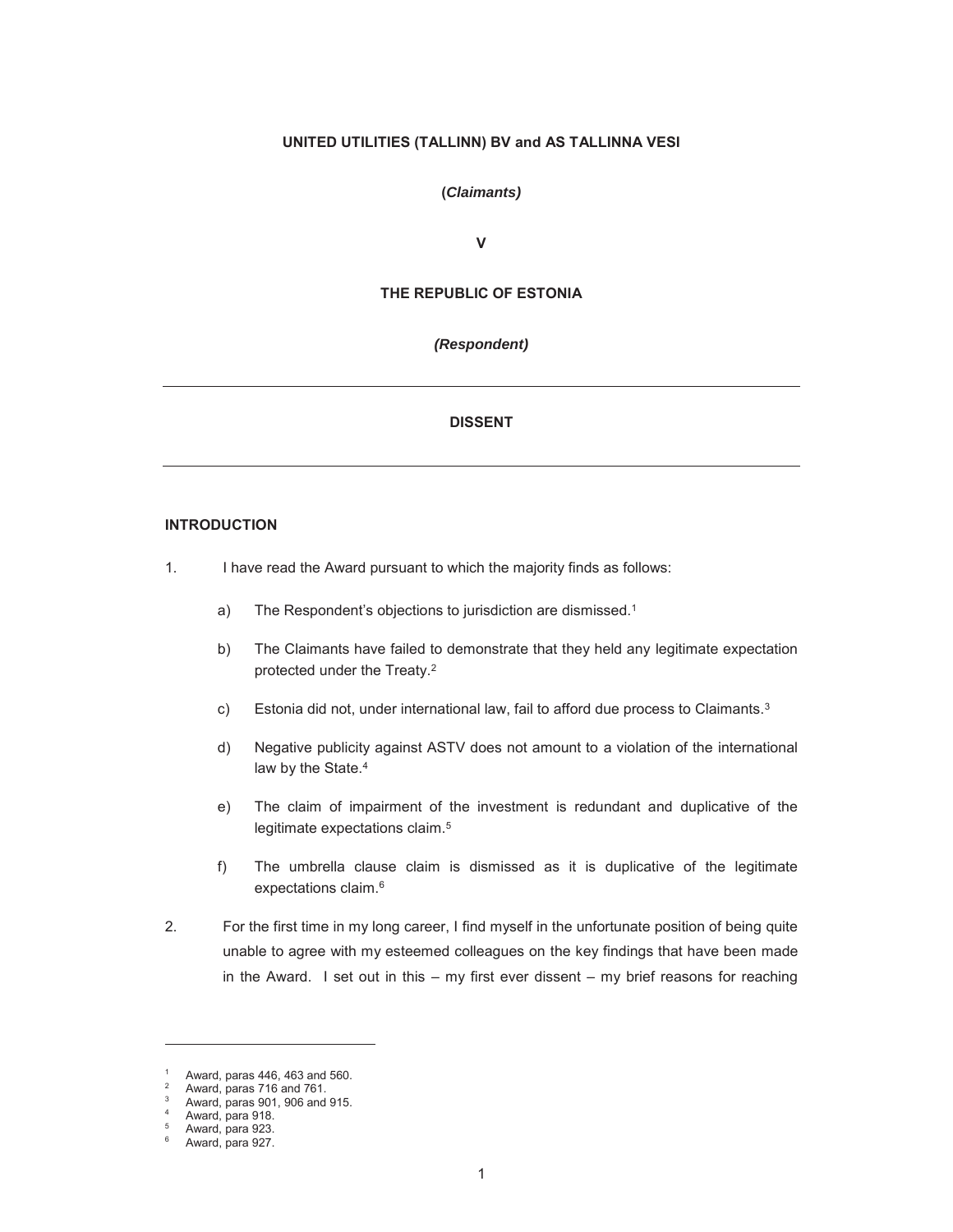**UNITED UTILITIES (TALLINN) BV and AS TALLINNA VESI**

**(*Claimants*)**

**V**

**THE REPUBLIC OF ESTONIA**

***(Respondent)***

---

**DISSENT**

---

## INTRODUCTION

1. I have read the Award pursuant to which the majority finds as follows:

   a) The Respondent's objections to jurisdiction are dismissed.[1]

   b) The Claimants have failed to demonstrate that they held any legitimate expectation protected under the Treaty.[2]

   c) Estonia did not, under international law, fail to afford due process to Claimants.[3]

   d) Negative publicity against ASTV does not amount to a violation of the international law by the State.[4]

   e) The claim of impairment of the investment is redundant and duplicative of the legitimate expectations claim.[5]

   f) The umbrella clause claim is dismissed as it is duplicative of the legitimate expectations claim.[6]

2. For the first time in my long career, I find myself in the unfortunate position of being quite unable to agree with my esteemed colleagues on the key findings that have been made in the Award. I set out in this – my first ever dissent – my brief reasons for reaching

---

[1] Award, paras 446, 463 and 560.
[2] Award, paras 716 and 761.
[3] Award, paras 901, 906 and 915.
[4] Award, para 918.
[5] Award, para 923.
[6] Award, para 927.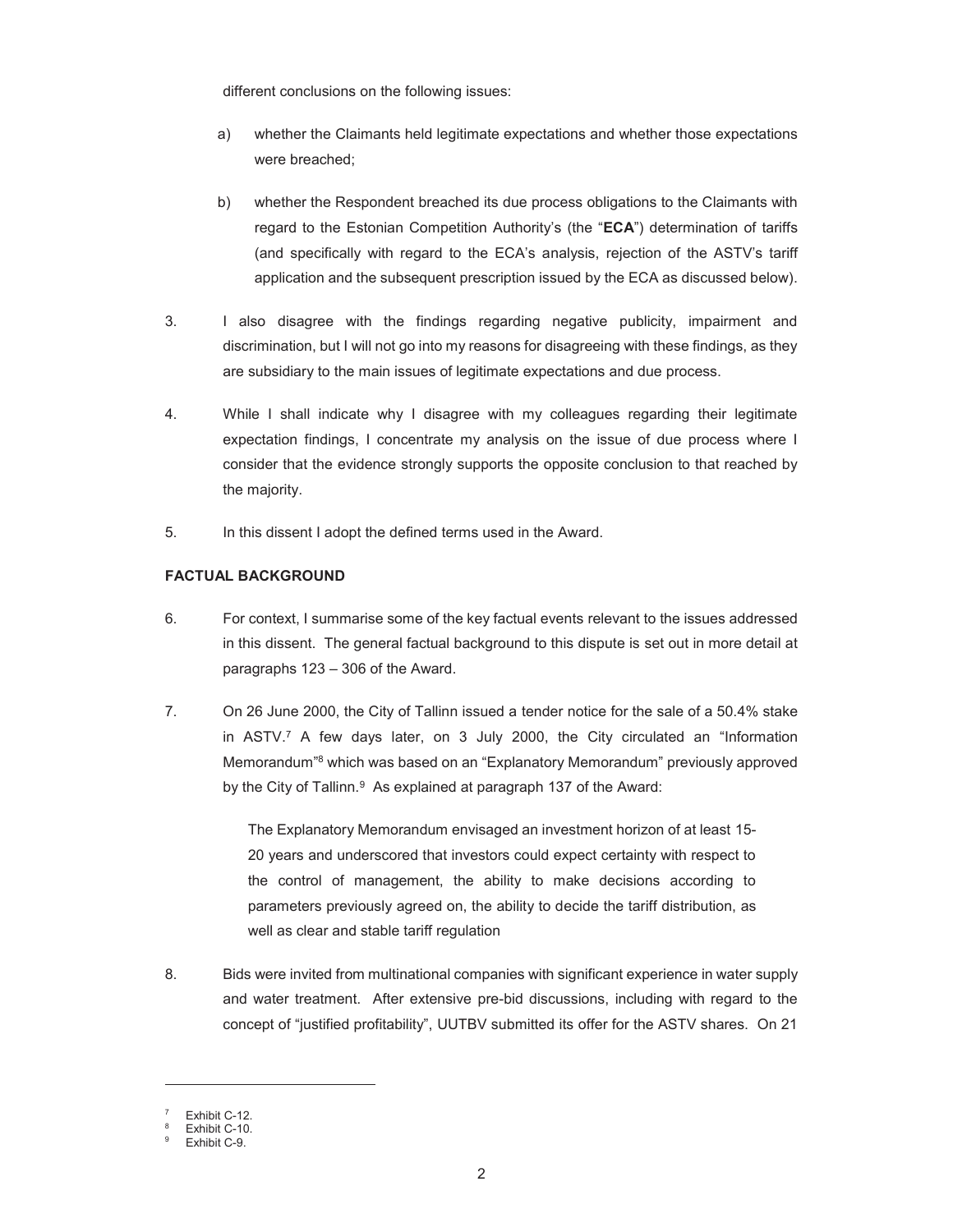different conclusions on the following issues:

a) whether the Claimants held legitimate expectations and whether those expectations were breached;

b) whether the Respondent breached its due process obligations to the Claimants with regard to the Estonian Competition Authority's (the "**ECA**") determination of tariffs (and specifically with regard to the ECA's analysis, rejection of the ASTV's tariff application and the subsequent prescription issued by the ECA as discussed below).

3. I also disagree with the findings regarding negative publicity, impairment and discrimination, but I will not go into my reasons for disagreeing with these findings, as they are subsidiary to the main issues of legitimate expectations and due process.

4. While I shall indicate why I disagree with my colleagues regarding their legitimate expectation findings, I concentrate my analysis on the issue of due process where I consider that the evidence strongly supports the opposite conclusion to that reached by the majority.

5. In this dissent I adopt the defined terms used in the Award.

**FACTUAL BACKGROUND**

6. For context, I summarise some of the key factual events relevant to the issues addressed in this dissent. The general factual background to this dispute is set out in more detail at paragraphs 123 – 306 of the Award.

7. On 26 June 2000, the City of Tallinn issued a tender notice for the sale of a 50.4% stake in ASTV.[7] A few days later, on 3 July 2000, the City circulated an "Information Memorandum"[8] which was based on an "Explanatory Memorandum" previously approved by the City of Tallinn.[9] As explained at paragraph 137 of the Award:

> The Explanatory Memorandum envisaged an investment horizon of at least 15-20 years and underscored that investors could expect certainty with respect to the control of management, the ability to make decisions according to parameters previously agreed on, the ability to decide the tariff distribution, as well as clear and stable tariff regulation

8. Bids were invited from multinational companies with significant experience in water supply and water treatment. After extensive pre-bid discussions, including with regard to the concept of "justified profitability", UUTBV submitted its offer for the ASTV shares. On 21

---

[7] Exhibit C-12.
[8] Exhibit C-10.
[9] Exhibit C-9.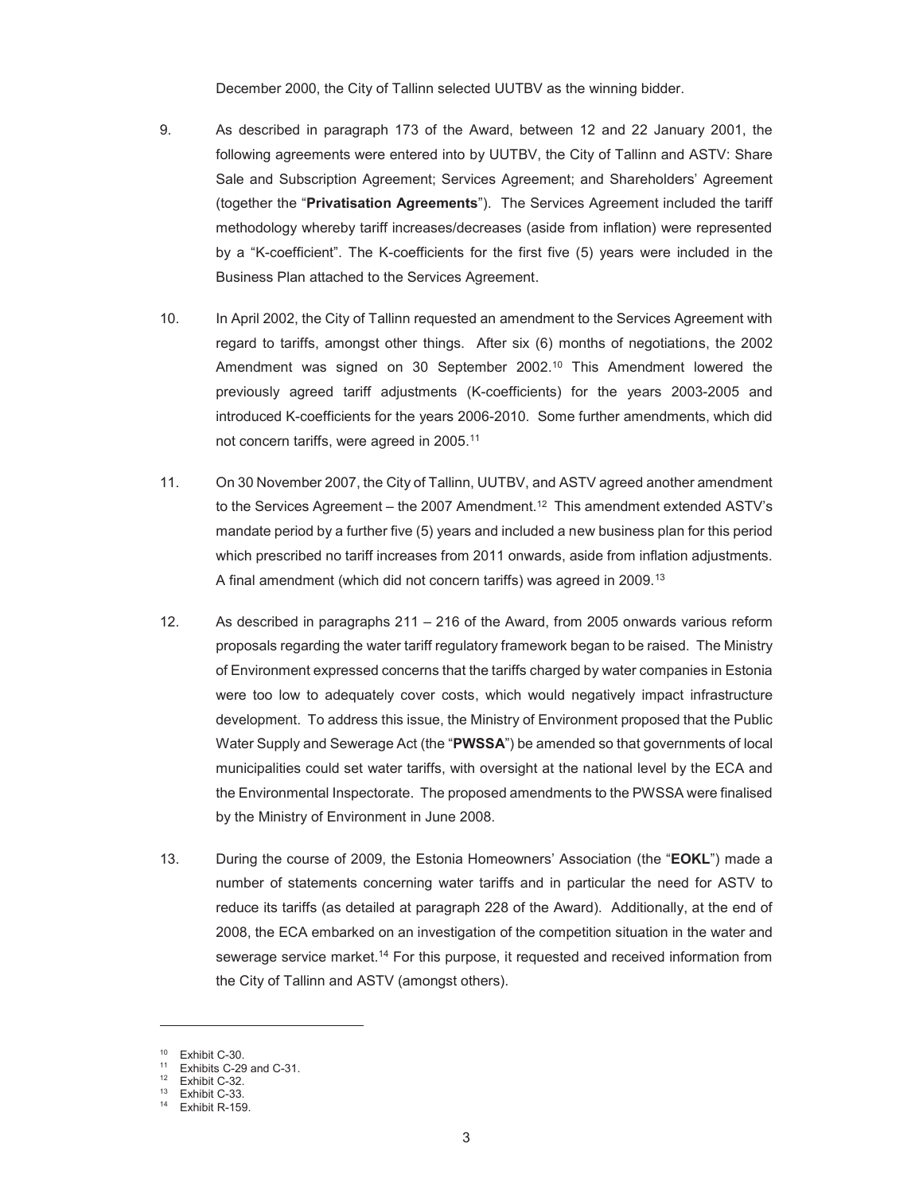December 2000, the City of Tallinn selected UUTBV as the winning bidder.

9. As described in paragraph 173 of the Award, between 12 and 22 January 2001, the following agreements were entered into by UUTBV, the City of Tallinn and ASTV: Share Sale and Subscription Agreement; Services Agreement; and Shareholders' Agreement (together the "**Privatisation Agreements**"). The Services Agreement included the tariff methodology whereby tariff increases/decreases (aside from inflation) were represented by a "K-coefficient". The K-coefficients for the first five (5) years were included in the Business Plan attached to the Services Agreement.

10. In April 2002, the City of Tallinn requested an amendment to the Services Agreement with regard to tariffs, amongst other things. After six (6) months of negotiations, the 2002 Amendment was signed on 30 September 2002.[10] This Amendment lowered the previously agreed tariff adjustments (K-coefficients) for the years 2003-2005 and introduced K-coefficients for the years 2006-2010. Some further amendments, which did not concern tariffs, were agreed in 2005.[11]

11. On 30 November 2007, the City of Tallinn, UUTBV, and ASTV agreed another amendment to the Services Agreement – the 2007 Amendment.[12] This amendment extended ASTV's mandate period by a further five (5) years and included a new business plan for this period which prescribed no tariff increases from 2011 onwards, aside from inflation adjustments. A final amendment (which did not concern tariffs) was agreed in 2009.[13]

12. As described in paragraphs 211 – 216 of the Award, from 2005 onwards various reform proposals regarding the water tariff regulatory framework began to be raised. The Ministry of Environment expressed concerns that the tariffs charged by water companies in Estonia were too low to adequately cover costs, which would negatively impact infrastructure development. To address this issue, the Ministry of Environment proposed that the Public Water Supply and Sewerage Act (the "**PWSSA**") be amended so that governments of local municipalities could set water tariffs, with oversight at the national level by the ECA and the Environmental Inspectorate. The proposed amendments to the PWSSA were finalised by the Ministry of Environment in June 2008.

13. During the course of 2009, the Estonia Homeowners' Association (the "**EOKL**") made a number of statements concerning water tariffs and in particular the need for ASTV to reduce its tariffs (as detailed at paragraph 228 of the Award). Additionally, at the end of 2008, the ECA embarked on an investigation of the competition situation in the water and sewerage service market.[14] For this purpose, it requested and received information from the City of Tallinn and ASTV (amongst others).

---

[10] Exhibit C-30.
[11] Exhibits C-29 and C-31.
[12] Exhibit C-32.
[13] Exhibit C-33.
[14] Exhibit R-159.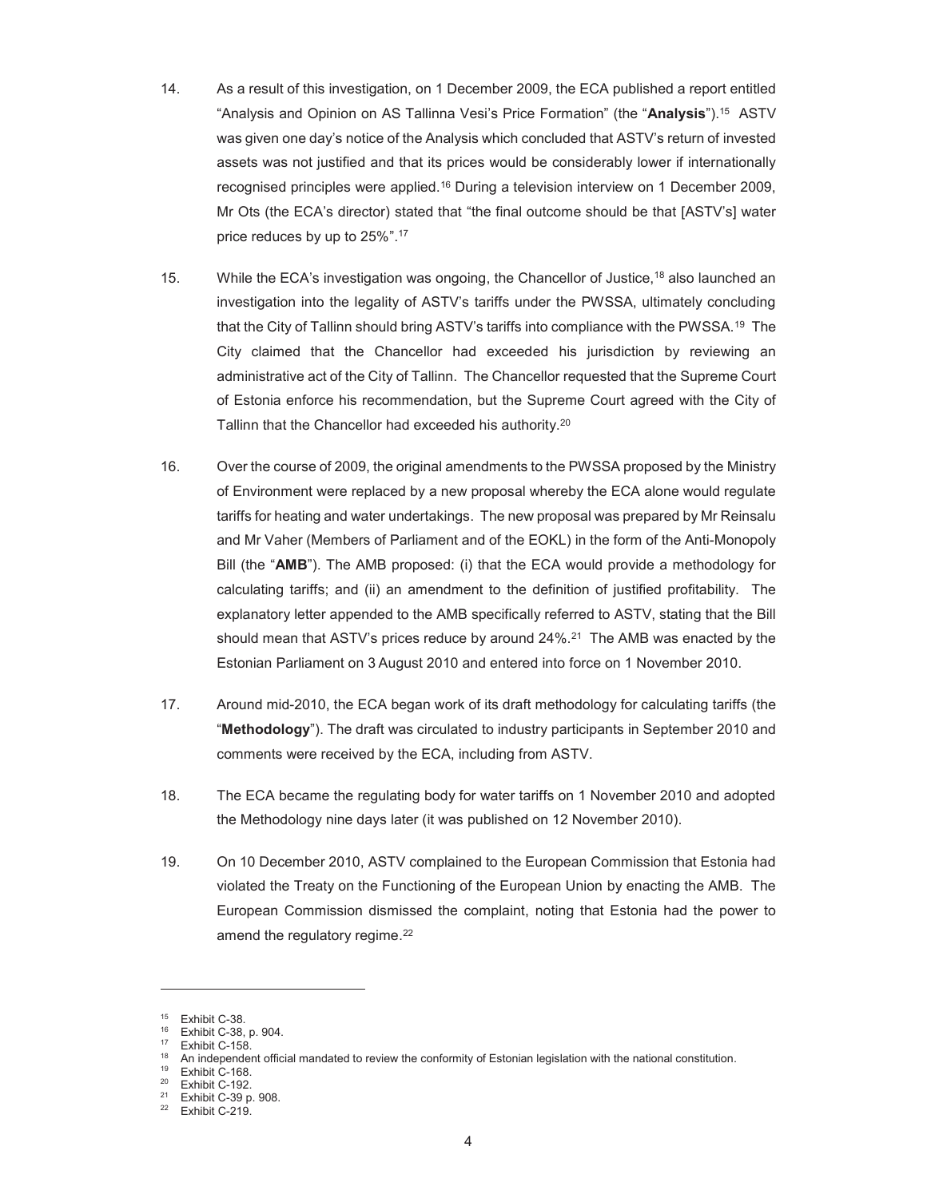14. As a result of this investigation, on 1 December 2009, the ECA published a report entitled "Analysis and Opinion on AS Tallinna Vesi's Price Formation" (the "**Analysis**").[15] ASTV was given one day's notice of the Analysis which concluded that ASTV's return of invested assets was not justified and that its prices would be considerably lower if internationally recognised principles were applied.[16] During a television interview on 1 December 2009, Mr Ots (the ECA's director) stated that "the final outcome should be that [ASTV's] water price reduces by up to 25%".[17]

15. While the ECA's investigation was ongoing, the Chancellor of Justice,[18] also launched an investigation into the legality of ASTV's tariffs under the PWSSA, ultimately concluding that the City of Tallinn should bring ASTV's tariffs into compliance with the PWSSA.[19] The City claimed that the Chancellor had exceeded his jurisdiction by reviewing an administrative act of the City of Tallinn. The Chancellor requested that the Supreme Court of Estonia enforce his recommendation, but the Supreme Court agreed with the City of Tallinn that the Chancellor had exceeded his authority.[20]

16. Over the course of 2009, the original amendments to the PWSSA proposed by the Ministry of Environment were replaced by a new proposal whereby the ECA alone would regulate tariffs for heating and water undertakings. The new proposal was prepared by Mr Reinsalu and Mr Vaher (Members of Parliament and of the EOKL) in the form of the Anti-Monopoly Bill (the "**AMB**"). The AMB proposed: (i) that the ECA would provide a methodology for calculating tariffs; and (ii) an amendment to the definition of justified profitability. The explanatory letter appended to the AMB specifically referred to ASTV, stating that the Bill should mean that ASTV's prices reduce by around 24%.[21] The AMB was enacted by the Estonian Parliament on 3 August 2010 and entered into force on 1 November 2010.

17. Around mid-2010, the ECA began work of its draft methodology for calculating tariffs (the "**Methodology**"). The draft was circulated to industry participants in September 2010 and comments were received by the ECA, including from ASTV.

18. The ECA became the regulating body for water tariffs on 1 November 2010 and adopted the Methodology nine days later (it was published on 12 November 2010).

19. On 10 December 2010, ASTV complained to the European Commission that Estonia had violated the Treaty on the Functioning of the European Union by enacting the AMB. The European Commission dismissed the complaint, noting that Estonia had the power to amend the regulatory regime.[22]

---

[15] Exhibit C-38.

[16] Exhibit C-38, p. 904.

[17] Exhibit C-158.

[18] An independent official mandated to review the conformity of Estonian legislation with the national constitution.

[19] Exhibit C-168.

[20] Exhibit C-192.

[21] Exhibit C-39 p. 908.

[22] Exhibit C-219.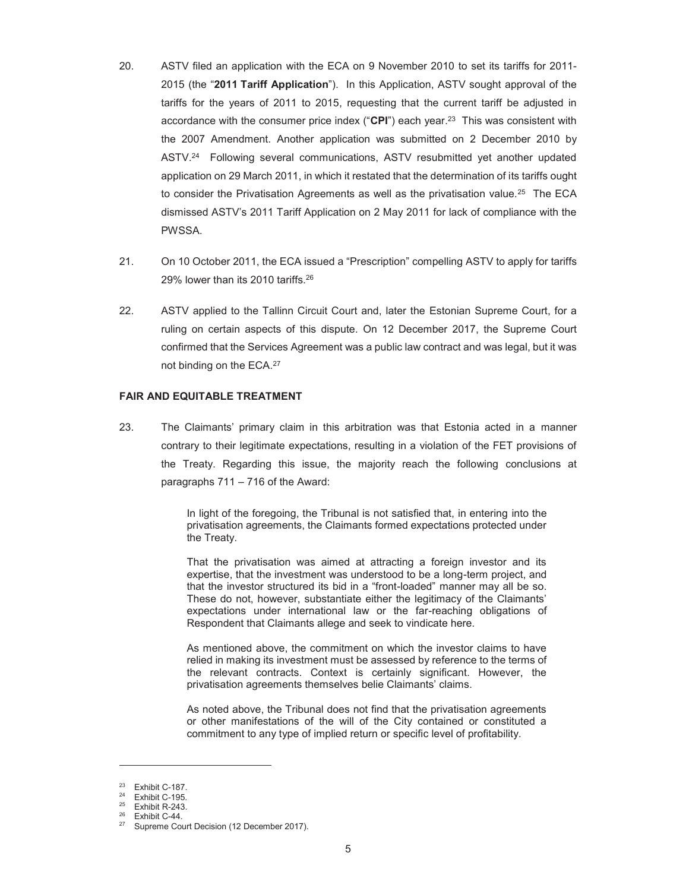20. ASTV filed an application with the ECA on 9 November 2010 to set its tariffs for 2011-2015 (the "**2011 Tariff Application**"). In this Application, ASTV sought approval of the tariffs for the years of 2011 to 2015, requesting that the current tariff be adjusted in accordance with the consumer price index ("**CPI**") each year.[23] This was consistent with the 2007 Amendment. Another application was submitted on 2 December 2010 by ASTV.[24] Following several communications, ASTV resubmitted yet another updated application on 29 March 2011, in which it restated that the determination of its tariffs ought to consider the Privatisation Agreements as well as the privatisation value.[25] The ECA dismissed ASTV's 2011 Tariff Application on 2 May 2011 for lack of compliance with the PWSSA.

21. On 10 October 2011, the ECA issued a "Prescription" compelling ASTV to apply for tariffs 29% lower than its 2010 tariffs.[26]

22. ASTV applied to the Tallinn Circuit Court and, later the Estonian Supreme Court, for a ruling on certain aspects of this dispute. On 12 December 2017, the Supreme Court confirmed that the Services Agreement was a public law contract and was legal, but it was not binding on the ECA.[27]

**FAIR AND EQUITABLE TREATMENT**

23. The Claimants' primary claim in this arbitration was that Estonia acted in a manner contrary to their legitimate expectations, resulting in a violation of the FET provisions of the Treaty. Regarding this issue, the majority reach the following conclusions at paragraphs 711 – 716 of the Award:

> In light of the foregoing, the Tribunal is not satisfied that, in entering into the privatisation agreements, the Claimants formed expectations protected under the Treaty.
>
> That the privatisation was aimed at attracting a foreign investor and its expertise, that the investment was understood to be a long-term project, and that the investor structured its bid in a "front-loaded" manner may all be so. These do not, however, substantiate either the legitimacy of the Claimants' expectations under international law or the far-reaching obligations of Respondent that Claimants allege and seek to vindicate here.
>
> As mentioned above, the commitment on which the investor claims to have relied in making its investment must be assessed by reference to the terms of the relevant contracts. Context is certainly significant. However, the privatisation agreements themselves belie Claimants' claims.
>
> As noted above, the Tribunal does not find that the privatisation agreements or other manifestations of the will of the City contained or constituted a commitment to any type of implied return or specific level of profitability.

---

[23] Exhibit C-187.
[24] Exhibit C-195.
[25] Exhibit R-243.
[26] Exhibit C-44.
[27] Supreme Court Decision (12 December 2017).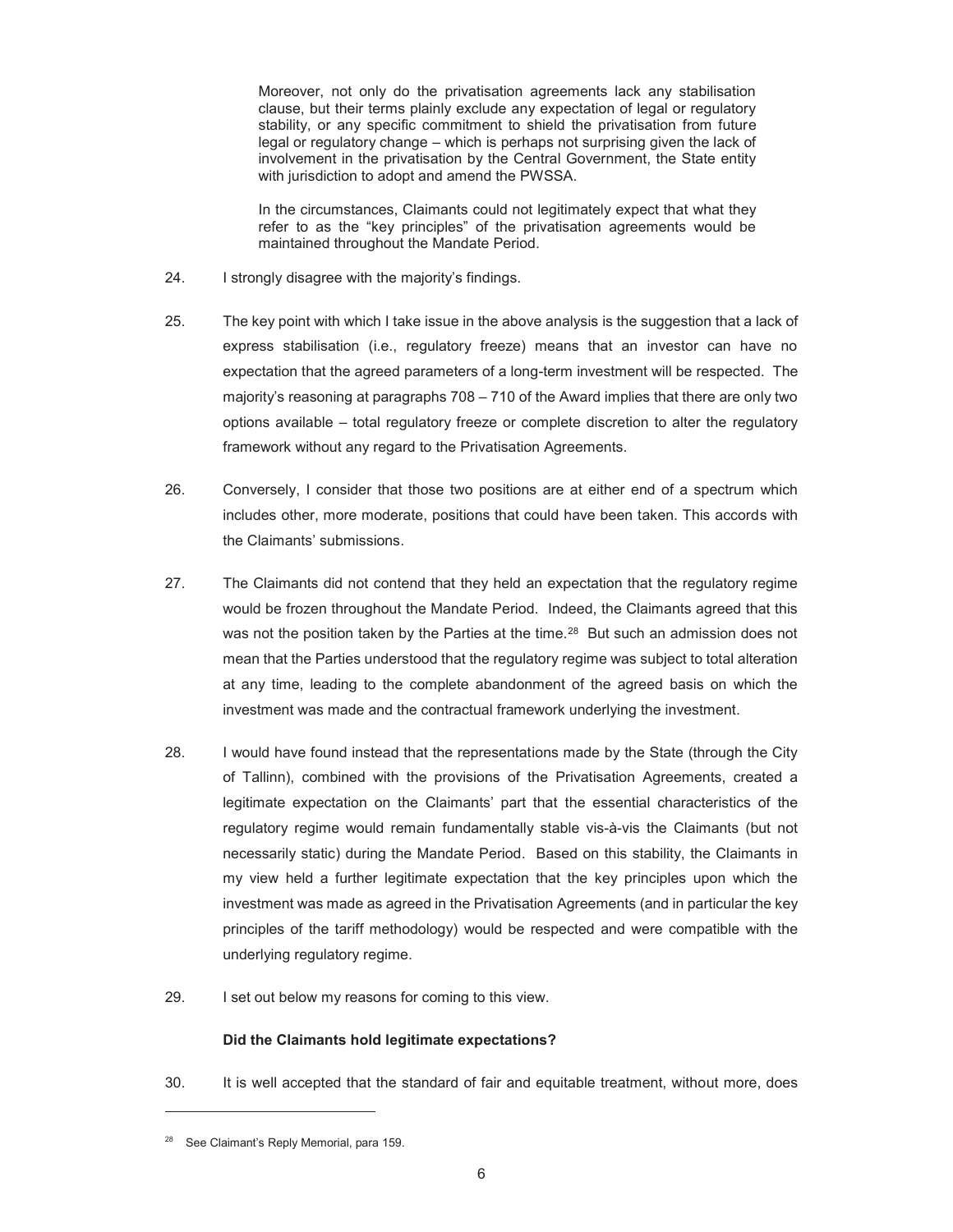> Moreover, not only do the privatisation agreements lack any stabilisation clause, but their terms plainly exclude any expectation of legal or regulatory stability, or any specific commitment to shield the privatisation from future legal or regulatory change – which is perhaps not surprising given the lack of involvement in the privatisation by the Central Government, the State entity with jurisdiction to adopt and amend the PWSSA.
>
> In the circumstances, Claimants could not legitimately expect that what they refer to as the "key principles" of the privatisation agreements would be maintained throughout the Mandate Period.

24. I strongly disagree with the majority's findings.

25. The key point with which I take issue in the above analysis is the suggestion that a lack of express stabilisation (i.e., regulatory freeze) means that an investor can have no expectation that the agreed parameters of a long-term investment will be respected. The majority's reasoning at paragraphs 708 – 710 of the Award implies that there are only two options available – total regulatory freeze or complete discretion to alter the regulatory framework without any regard to the Privatisation Agreements.

26. Conversely, I consider that those two positions are at either end of a spectrum which includes other, more moderate, positions that could have been taken. This accords with the Claimants' submissions.

27. The Claimants did not contend that they held an expectation that the regulatory regime would be frozen throughout the Mandate Period. Indeed, the Claimants agreed that this was not the position taken by the Parties at the time.[28] But such an admission does not mean that the Parties understood that the regulatory regime was subject to total alteration at any time, leading to the complete abandonment of the agreed basis on which the investment was made and the contractual framework underlying the investment.

28. I would have found instead that the representations made by the State (through the City of Tallinn), combined with the provisions of the Privatisation Agreements, created a legitimate expectation on the Claimants' part that the essential characteristics of the regulatory regime would remain fundamentally stable vis-à-vis the Claimants (but not necessarily static) during the Mandate Period. Based on this stability, the Claimants in my view held a further legitimate expectation that the key principles upon which the investment was made as agreed in the Privatisation Agreements (and in particular the key principles of the tariff methodology) would be respected and were compatible with the underlying regulatory regime.

29. I set out below my reasons for coming to this view.

**Did the Claimants hold legitimate expectations?**

30. It is well accepted that the standard of fair and equitable treatment, without more, does

---

[28] See Claimant's Reply Memorial, para 159.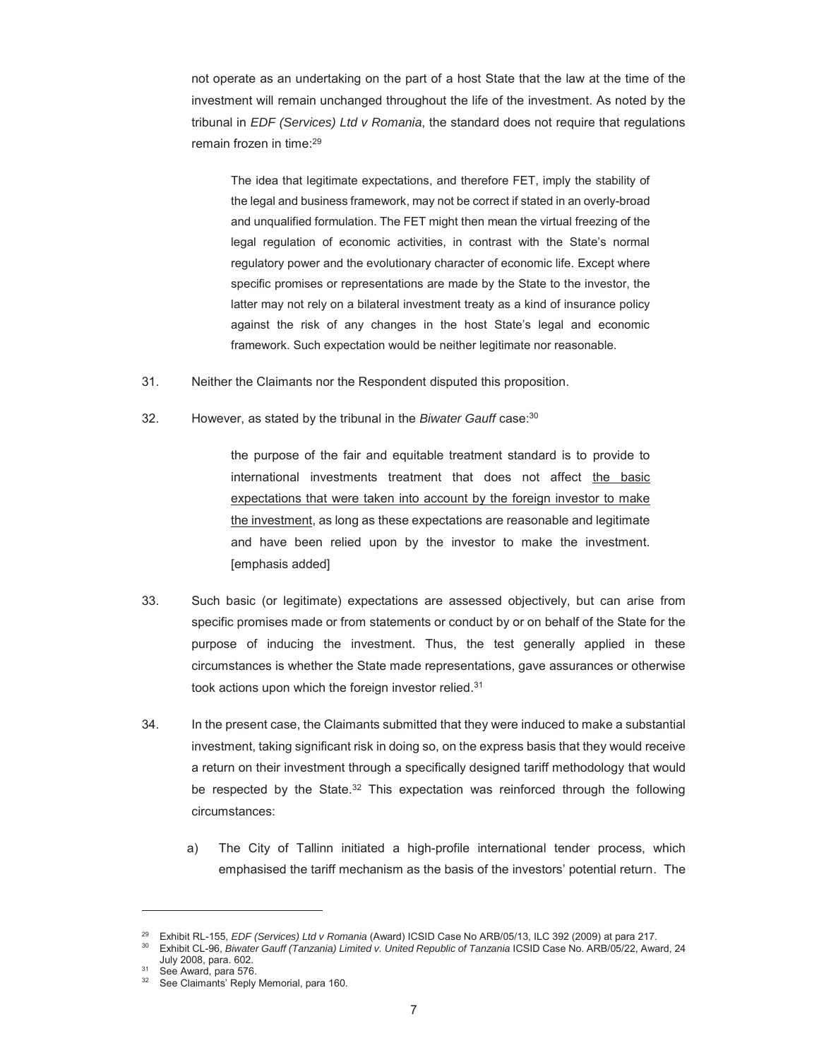not operate as an undertaking on the part of a host State that the law at the time of the investment will remain unchanged throughout the life of the investment. As noted by the tribunal in *EDF (Services) Ltd v Romania*, the standard does not require that regulations remain frozen in time:[29]

> The idea that legitimate expectations, and therefore FET, imply the stability of the legal and business framework, may not be correct if stated in an overly-broad and unqualified formulation. The FET might then mean the virtual freezing of the legal regulation of economic activities, in contrast with the State's normal regulatory power and the evolutionary character of economic life. Except where specific promises or representations are made by the State to the investor, the latter may not rely on a bilateral investment treaty as a kind of insurance policy against the risk of any changes in the host State's legal and economic framework. Such expectation would be neither legitimate nor reasonable.

31. Neither the Claimants nor the Respondent disputed this proposition.

32. However, as stated by the tribunal in the *Biwater Gauff* case:[30]

> the purpose of the fair and equitable treatment standard is to provide to international investments treatment that does not affect <u>the basic expectations that were taken into account by the foreign investor to make the investment</u>, as long as these expectations are reasonable and legitimate and have been relied upon by the investor to make the investment. [emphasis added]

33. Such basic (or legitimate) expectations are assessed objectively, but can arise from specific promises made or from statements or conduct by or on behalf of the State for the purpose of inducing the investment. Thus, the test generally applied in these circumstances is whether the State made representations, gave assurances or otherwise took actions upon which the foreign investor relied.[31]

34. In the present case, the Claimants submitted that they were induced to make a substantial investment, taking significant risk in doing so, on the express basis that they would receive a return on their investment through a specifically designed tariff methodology that would be respected by the State.[32] This expectation was reinforced through the following circumstances:

    a) The City of Tallinn initiated a high-profile international tender process, which emphasised the tariff mechanism as the basis of the investors' potential return. The

---

[29] Exhibit RL-155, *EDF (Services) Ltd v Romania* (Award) ICSID Case No ARB/05/13, ILC 392 (2009) at para 217.

[30] Exhibit CL-96, *Biwater Gauff (Tanzania) Limited v. United Republic of Tanzania* ICSID Case No. ARB/05/22, Award, 24 July 2008, para. 602.

[31] See Award, para 576.

[32] See Claimants' Reply Memorial, para 160.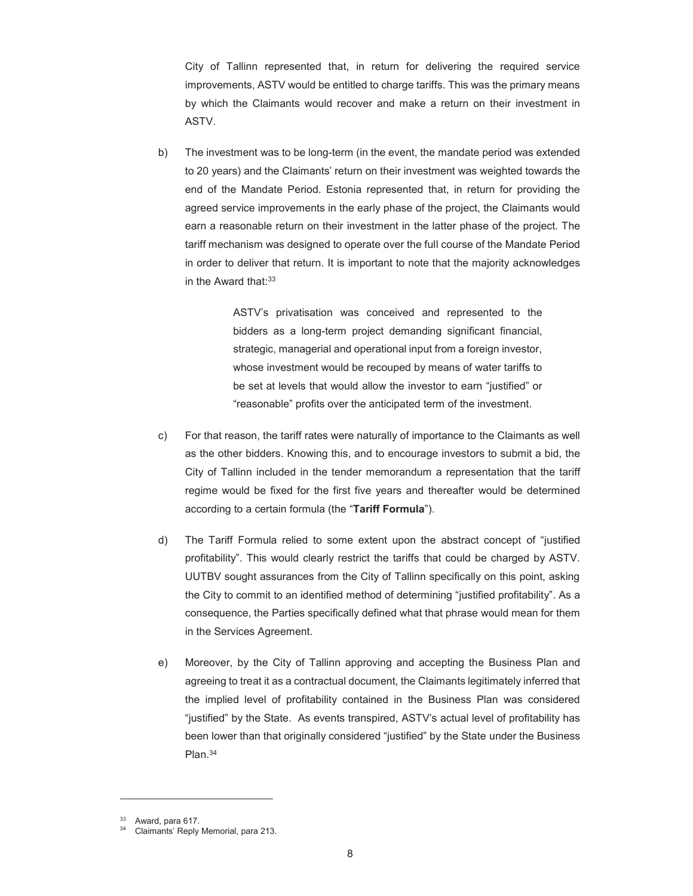City of Tallinn represented that, in return for delivering the required service improvements, ASTV would be entitled to charge tariffs. This was the primary means by which the Claimants would recover and make a return on their investment in ASTV.

b) The investment was to be long-term (in the event, the mandate period was extended to 20 years) and the Claimants' return on their investment was weighted towards the end of the Mandate Period. Estonia represented that, in return for providing the agreed service improvements in the early phase of the project, the Claimants would earn a reasonable return on their investment in the latter phase of the project. The tariff mechanism was designed to operate over the full course of the Mandate Period in order to deliver that return. It is important to note that the majority acknowledges in the Award that:[33]

> ASTV's privatisation was conceived and represented to the bidders as a long-term project demanding significant financial, strategic, managerial and operational input from a foreign investor, whose investment would be recouped by means of water tariffs to be set at levels that would allow the investor to earn "justified" or "reasonable" profits over the anticipated term of the investment.

c) For that reason, the tariff rates were naturally of importance to the Claimants as well as the other bidders. Knowing this, and to encourage investors to submit a bid, the City of Tallinn included in the tender memorandum a representation that the tariff regime would be fixed for the first five years and thereafter would be determined according to a certain formula (the "**Tariff Formula**").

d) The Tariff Formula relied to some extent upon the abstract concept of "justified profitability". This would clearly restrict the tariffs that could be charged by ASTV. UUTBV sought assurances from the City of Tallinn specifically on this point, asking the City to commit to an identified method of determining "justified profitability". As a consequence, the Parties specifically defined what that phrase would mean for them in the Services Agreement.

e) Moreover, by the City of Tallinn approving and accepting the Business Plan and agreeing to treat it as a contractual document, the Claimants legitimately inferred that the implied level of profitability contained in the Business Plan was considered "justified" by the State. As events transpired, ASTV's actual level of profitability has been lower than that originally considered "justified" by the State under the Business Plan.[34]

---

[33] Award, para 617.

[34] Claimants' Reply Memorial, para 213.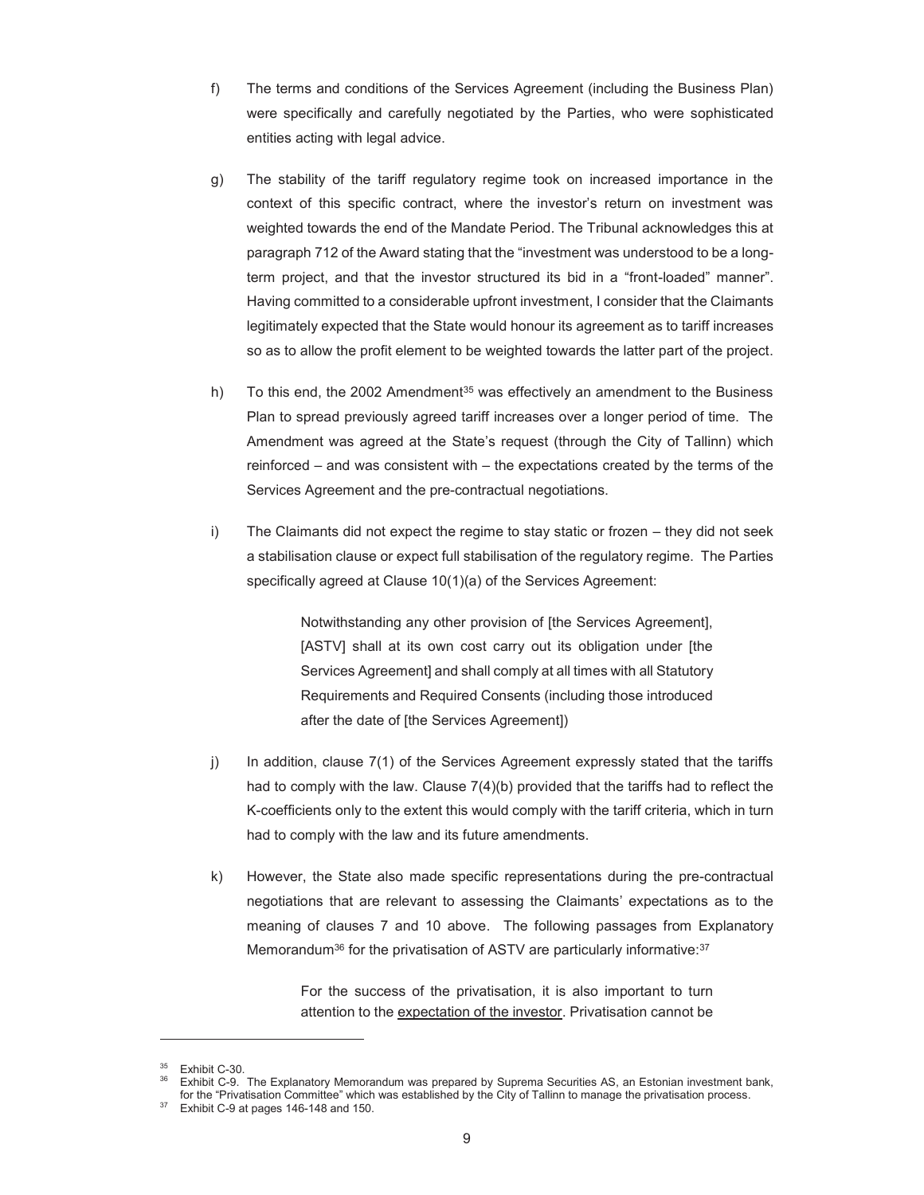f) The terms and conditions of the Services Agreement (including the Business Plan) were specifically and carefully negotiated by the Parties, who were sophisticated entities acting with legal advice.

g) The stability of the tariff regulatory regime took on increased importance in the context of this specific contract, where the investor's return on investment was weighted towards the end of the Mandate Period. The Tribunal acknowledges this at paragraph 712 of the Award stating that the "investment was understood to be a long-term project, and that the investor structured its bid in a "front-loaded" manner". Having committed to a considerable upfront investment, I consider that the Claimants legitimately expected that the State would honour its agreement as to tariff increases so as to allow the profit element to be weighted towards the latter part of the project.

h) To this end, the 2002 Amendment[35] was effectively an amendment to the Business Plan to spread previously agreed tariff increases over a longer period of time. The Amendment was agreed at the State's request (through the City of Tallinn) which reinforced – and was consistent with – the expectations created by the terms of the Services Agreement and the pre-contractual negotiations.

i) The Claimants did not expect the regime to stay static or frozen – they did not seek a stabilisation clause or expect full stabilisation of the regulatory regime. The Parties specifically agreed at Clause 10(1)(a) of the Services Agreement:

> Notwithstanding any other provision of [the Services Agreement], [ASTV] shall at its own cost carry out its obligation under [the Services Agreement] and shall comply at all times with all Statutory Requirements and Required Consents (including those introduced after the date of [the Services Agreement])

j) In addition, clause 7(1) of the Services Agreement expressly stated that the tariffs had to comply with the law. Clause 7(4)(b) provided that the tariffs had to reflect the K-coefficients only to the extent this would comply with the tariff criteria, which in turn had to comply with the law and its future amendments.

k) However, the State also made specific representations during the pre-contractual negotiations that are relevant to assessing the Claimants' expectations as to the meaning of clauses 7 and 10 above. The following passages from Explanatory Memorandum[36] for the privatisation of ASTV are particularly informative:[37]

> For the success of the privatisation, it is also important to turn attention to the <u>expectation of the investor</u>. Privatisation cannot be

---

[35] Exhibit C-30.

[36] Exhibit C-9. The Explanatory Memorandum was prepared by Suprema Securities AS, an Estonian investment bank, for the "Privatisation Committee" which was established by the City of Tallinn to manage the privatisation process.

[37] Exhibit C-9 at pages 146-148 and 150.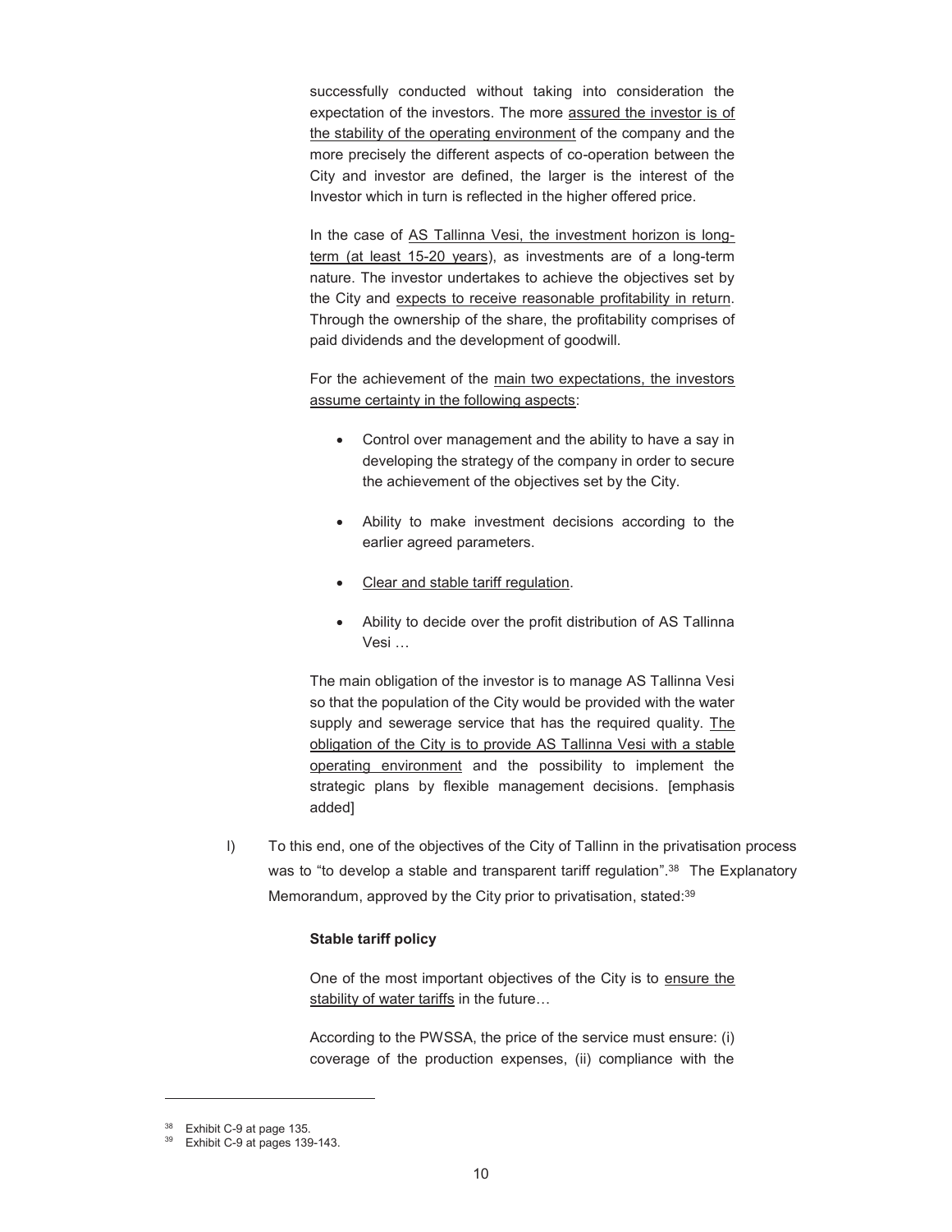successfully conducted without taking into consideration the expectation of the investors. The more assured the investor is of the stability of the operating environment of the company and the more precisely the different aspects of co-operation between the City and investor are defined, the larger is the interest of the Investor which in turn is reflected in the higher offered price.

> In the case of AS Tallinna Vesi, the investment horizon is long-term (at least 15-20 years), as investments are of a long-term nature. The investor undertakes to achieve the objectives set by the City and expects to receive reasonable profitability in return. Through the ownership of the share, the profitability comprises of paid dividends and the development of goodwill.
>
> For the achievement of the main two expectations, the investors assume certainty in the following aspects:
>
> - Control over management and the ability to have a say in developing the strategy of the company in order to secure the achievement of the objectives set by the City.
> - Ability to make investment decisions according to the earlier agreed parameters.
> - Clear and stable tariff regulation.
> - Ability to decide over the profit distribution of AS Tallinna Vesi …
>
> The main obligation of the investor is to manage AS Tallinna Vesi so that the population of the City would be provided with the water supply and sewerage service that has the required quality. The obligation of the City is to provide AS Tallinna Vesi with a stable operating environment and the possibility to implement the strategic plans by flexible management decisions. [emphasis added]

l) To this end, one of the objectives of the City of Tallinn in the privatisation process was to "to develop a stable and transparent tariff regulation".[38] The Explanatory Memorandum, approved by the City prior to privatisation, stated:[39]

> **Stable tariff policy**
>
> One of the most important objectives of the City is to ensure the stability of water tariffs in the future…
>
> According to the PWSSA, the price of the service must ensure: (i) coverage of the production expenses, (ii) compliance with the

[38] Exhibit C-9 at page 135.

[39] Exhibit C-9 at pages 139-143.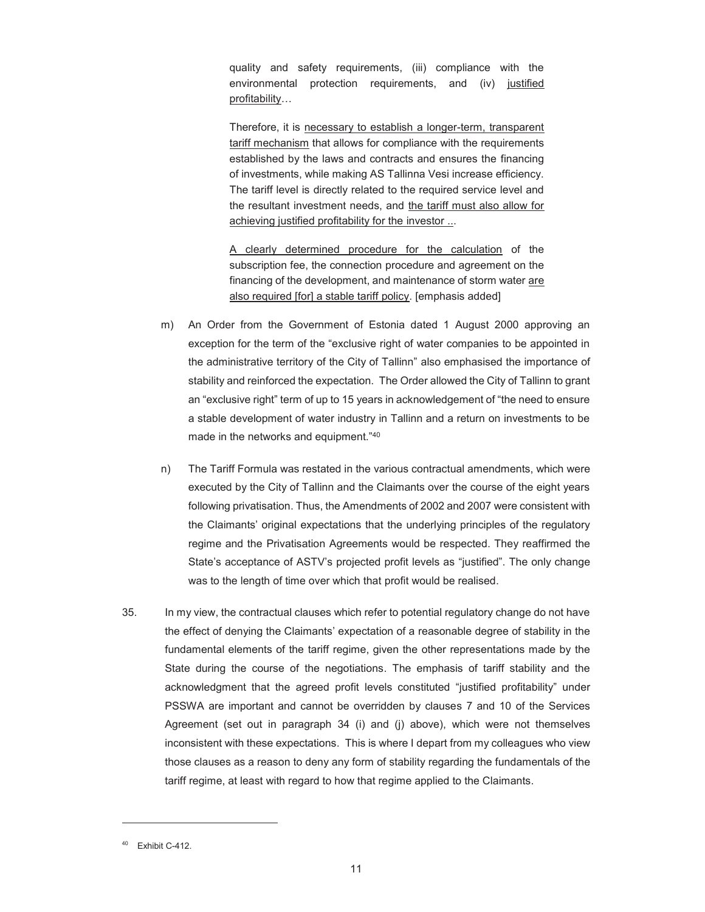> quality and safety requirements, (iii) compliance with the environmental protection requirements, and (iv) justified profitability…
>
> Therefore, it is necessary to establish a longer-term, transparent tariff mechanism that allows for compliance with the requirements established by the laws and contracts and ensures the financing of investments, while making AS Tallinna Vesi increase efficiency. The tariff level is directly related to the required service level and the resultant investment needs, and the tariff must also allow for achieving justified profitability for the investor ...
>
> A clearly determined procedure for the calculation of the subscription fee, the connection procedure and agreement on the financing of the development, and maintenance of storm water are also required [for] a stable tariff policy. [emphasis added]

m) An Order from the Government of Estonia dated 1 August 2000 approving an exception for the term of the "exclusive right of water companies to be appointed in the administrative territory of the City of Tallinn" also emphasised the importance of stability and reinforced the expectation. The Order allowed the City of Tallinn to grant an "exclusive right" term of up to 15 years in acknowledgement of "the need to ensure a stable development of water industry in Tallinn and a return on investments to be made in the networks and equipment."[40]

n) The Tariff Formula was restated in the various contractual amendments, which were executed by the City of Tallinn and the Claimants over the course of the eight years following privatisation. Thus, the Amendments of 2002 and 2007 were consistent with the Claimants' original expectations that the underlying principles of the regulatory regime and the Privatisation Agreements would be respected. They reaffirmed the State's acceptance of ASTV's projected profit levels as "justified". The only change was to the length of time over which that profit would be realised.

35. In my view, the contractual clauses which refer to potential regulatory change do not have the effect of denying the Claimants' expectation of a reasonable degree of stability in the fundamental elements of the tariff regime, given the other representations made by the State during the course of the negotiations. The emphasis of tariff stability and the acknowledgment that the agreed profit levels constituted "justified profitability" under PSSWA are important and cannot be overridden by clauses 7 and 10 of the Services Agreement (set out in paragraph 34 (i) and (j) above), which were not themselves inconsistent with these expectations. This is where I depart from my colleagues who view those clauses as a reason to deny any form of stability regarding the fundamentals of the tariff regime, at least with regard to how that regime applied to the Claimants.

---

[40] Exhibit C-412.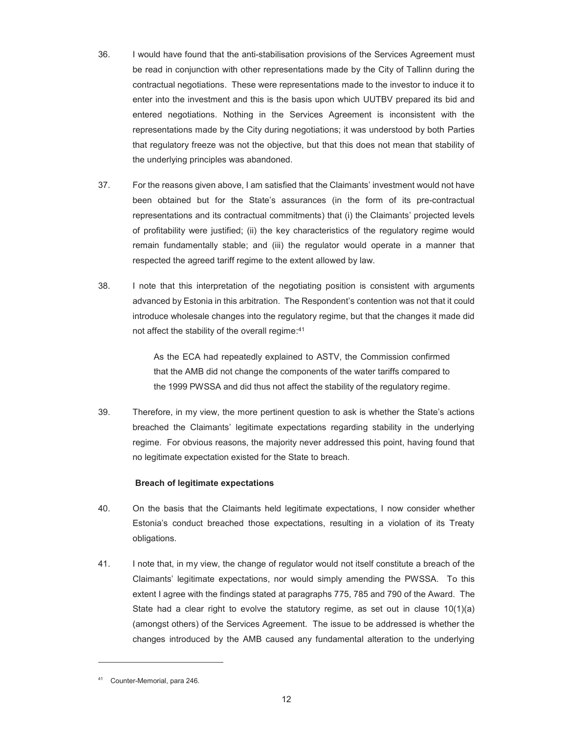36. I would have found that the anti-stabilisation provisions of the Services Agreement must be read in conjunction with other representations made by the City of Tallinn during the contractual negotiations. These were representations made to the investor to induce it to enter into the investment and this is the basis upon which UUTBV prepared its bid and entered negotiations. Nothing in the Services Agreement is inconsistent with the representations made by the City during negotiations; it was understood by both Parties that regulatory freeze was not the objective, but that this does not mean that stability of the underlying principles was abandoned.

37. For the reasons given above, I am satisfied that the Claimants' investment would not have been obtained but for the State's assurances (in the form of its pre-contractual representations and its contractual commitments) that (i) the Claimants' projected levels of profitability were justified; (ii) the key characteristics of the regulatory regime would remain fundamentally stable; and (iii) the regulator would operate in a manner that respected the agreed tariff regime to the extent allowed by law.

38. I note that this interpretation of the negotiating position is consistent with arguments advanced by Estonia in this arbitration. The Respondent's contention was not that it could introduce wholesale changes into the regulatory regime, but that the changes it made did not affect the stability of the overall regime:[41]

> As the ECA had repeatedly explained to ASTV, the Commission confirmed that the AMB did not change the components of the water tariffs compared to the 1999 PWSSA and did thus not affect the stability of the regulatory regime.

39. Therefore, in my view, the more pertinent question to ask is whether the State's actions breached the Claimants' legitimate expectations regarding stability in the underlying regime. For obvious reasons, the majority never addressed this point, having found that no legitimate expectation existed for the State to breach.

**Breach of legitimate expectations**

40. On the basis that the Claimants held legitimate expectations, I now consider whether Estonia's conduct breached those expectations, resulting in a violation of its Treaty obligations.

41. I note that, in my view, the change of regulator would not itself constitute a breach of the Claimants' legitimate expectations, nor would simply amending the PWSSA. To this extent I agree with the findings stated at paragraphs 775, 785 and 790 of the Award. The State had a clear right to evolve the statutory regime, as set out in clause 10(1)(a) (amongst others) of the Services Agreement. The issue to be addressed is whether the changes introduced by the AMB caused any fundamental alteration to the underlying

[41] Counter-Memorial, para 246.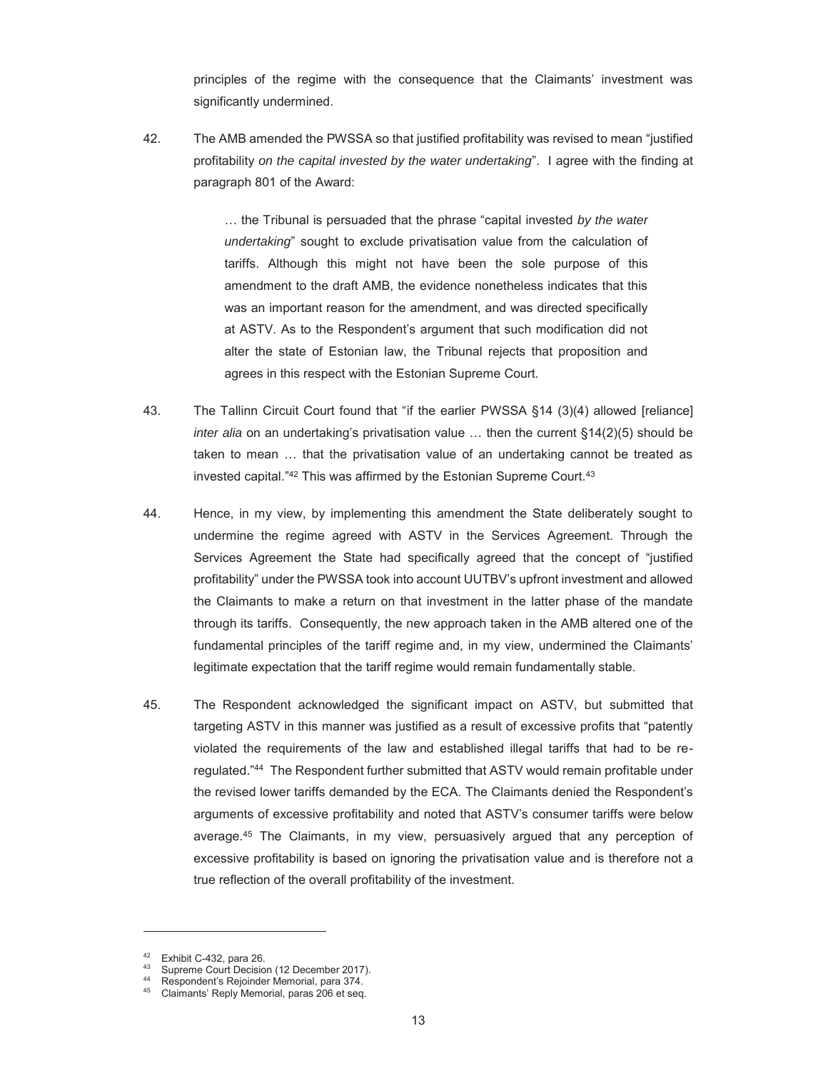principles of the regime with the consequence that the Claimants' investment was significantly undermined.

42. The AMB amended the PWSSA so that justified profitability was revised to mean "justified profitability *on the capital invested by the water undertaking*". I agree with the finding at paragraph 801 of the Award:

> … the Tribunal is persuaded that the phrase "capital invested *by the water undertaking*" sought to exclude privatisation value from the calculation of tariffs. Although this might not have been the sole purpose of this amendment to the draft AMB, the evidence nonetheless indicates that this was an important reason for the amendment, and was directed specifically at ASTV. As to the Respondent's argument that such modification did not alter the state of Estonian law, the Tribunal rejects that proposition and agrees in this respect with the Estonian Supreme Court.

43. The Tallinn Circuit Court found that "if the earlier PWSSA §14 (3)(4) allowed [reliance] *inter alia* on an undertaking's privatisation value … then the current §14(2)(5) should be taken to mean … that the privatisation value of an undertaking cannot be treated as invested capital."[42] This was affirmed by the Estonian Supreme Court.[43]

44. Hence, in my view, by implementing this amendment the State deliberately sought to undermine the regime agreed with ASTV in the Services Agreement. Through the Services Agreement the State had specifically agreed that the concept of "justified profitability" under the PWSSA took into account UUTBV's upfront investment and allowed the Claimants to make a return on that investment in the latter phase of the mandate through its tariffs. Consequently, the new approach taken in the AMB altered one of the fundamental principles of the tariff regime and, in my view, undermined the Claimants' legitimate expectation that the tariff regime would remain fundamentally stable.

45. The Respondent acknowledged the significant impact on ASTV, but submitted that targeting ASTV in this manner was justified as a result of excessive profits that "patently violated the requirements of the law and established illegal tariffs that had to be re-regulated."[44] The Respondent further submitted that ASTV would remain profitable under the revised lower tariffs demanded by the ECA. The Claimants denied the Respondent's arguments of excessive profitability and noted that ASTV's consumer tariffs were below average.[45] The Claimants, in my view, persuasively argued that any perception of excessive profitability is based on ignoring the privatisation value and is therefore not a true reflection of the overall profitability of the investment.

---

[42] Exhibit C-432, para 26.
[43] Supreme Court Decision (12 December 2017).
[44] Respondent's Rejoinder Memorial, para 374.
[45] Claimants' Reply Memorial, paras 206 et seq.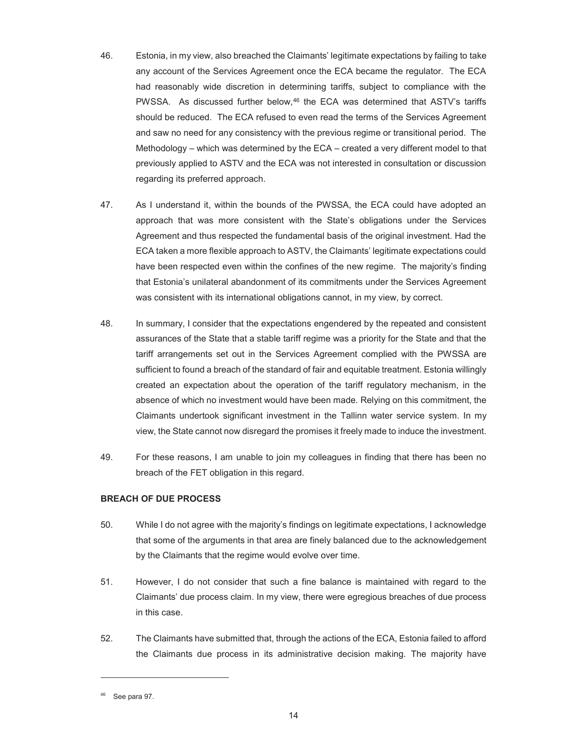46. Estonia, in my view, also breached the Claimants' legitimate expectations by failing to take any account of the Services Agreement once the ECA became the regulator. The ECA had reasonably wide discretion in determining tariffs, subject to compliance with the PWSSA. As discussed further below,[46] the ECA was determined that ASTV's tariffs should be reduced. The ECA refused to even read the terms of the Services Agreement and saw no need for any consistency with the previous regime or transitional period. The Methodology – which was determined by the ECA – created a very different model to that previously applied to ASTV and the ECA was not interested in consultation or discussion regarding its preferred approach.

47. As I understand it, within the bounds of the PWSSA, the ECA could have adopted an approach that was more consistent with the State's obligations under the Services Agreement and thus respected the fundamental basis of the original investment. Had the ECA taken a more flexible approach to ASTV, the Claimants' legitimate expectations could have been respected even within the confines of the new regime. The majority's finding that Estonia's unilateral abandonment of its commitments under the Services Agreement was consistent with its international obligations cannot, in my view, by correct.

48. In summary, I consider that the expectations engendered by the repeated and consistent assurances of the State that a stable tariff regime was a priority for the State and that the tariff arrangements set out in the Services Agreement complied with the PWSSA are sufficient to found a breach of the standard of fair and equitable treatment. Estonia willingly created an expectation about the operation of the tariff regulatory mechanism, in the absence of which no investment would have been made. Relying on this commitment, the Claimants undertook significant investment in the Tallinn water service system. In my view, the State cannot now disregard the promises it freely made to induce the investment.

49. For these reasons, I am unable to join my colleagues in finding that there has been no breach of the FET obligation in this regard.

**BREACH OF DUE PROCESS**

50. While I do not agree with the majority's findings on legitimate expectations, I acknowledge that some of the arguments in that area are finely balanced due to the acknowledgement by the Claimants that the regime would evolve over time.

51. However, I do not consider that such a fine balance is maintained with regard to the Claimants' due process claim. In my view, there were egregious breaches of due process in this case.

52. The Claimants have submitted that, through the actions of the ECA, Estonia failed to afford the Claimants due process in its administrative decision making. The majority have

---

[46] See para 97.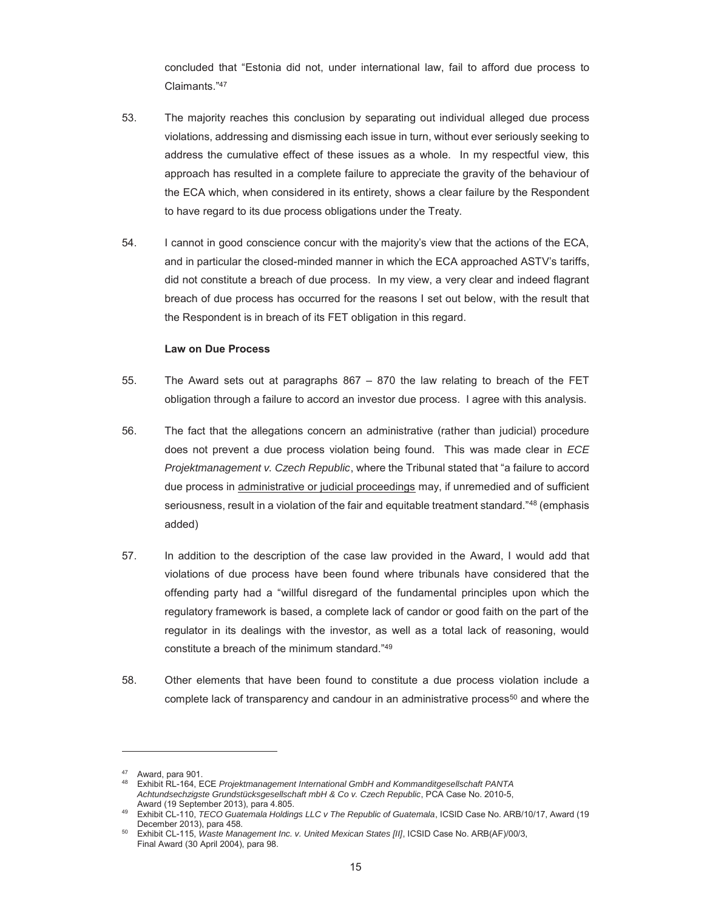concluded that "Estonia did not, under international law, fail to afford due process to Claimants."[47]

53. The majority reaches this conclusion by separating out individual alleged due process violations, addressing and dismissing each issue in turn, without ever seriously seeking to address the cumulative effect of these issues as a whole. In my respectful view, this approach has resulted in a complete failure to appreciate the gravity of the behaviour of the ECA which, when considered in its entirety, shows a clear failure by the Respondent to have regard to its due process obligations under the Treaty.

54. I cannot in good conscience concur with the majority's view that the actions of the ECA, and in particular the closed-minded manner in which the ECA approached ASTV's tariffs, did not constitute a breach of due process. In my view, a very clear and indeed flagrant breach of due process has occurred for the reasons I set out below, with the result that the Respondent is in breach of its FET obligation in this regard.

**Law on Due Process**

55. The Award sets out at paragraphs 867 – 870 the law relating to breach of the FET obligation through a failure to accord an investor due process. I agree with this analysis.

56. The fact that the allegations concern an administrative (rather than judicial) procedure does not prevent a due process violation being found. This was made clear in *ECE Projektmanagement v. Czech Republic*, where the Tribunal stated that "a failure to accord due process in <u>administrative or judicial proceedings</u> may, if unremedied and of sufficient seriousness, result in a violation of the fair and equitable treatment standard."[48] (emphasis added)

57. In addition to the description of the case law provided in the Award, I would add that violations of due process have been found where tribunals have considered that the offending party had a "willful disregard of the fundamental principles upon which the regulatory framework is based, a complete lack of candor or good faith on the part of the regulator in its dealings with the investor, as well as a total lack of reasoning, would constitute a breach of the minimum standard."[49]

58. Other elements that have been found to constitute a due process violation include a complete lack of transparency and candour in an administrative process[50] and where the

---

[47] Award, para 901.

[48] Exhibit RL-164, ECE *Projektmanagement International GmbH and Kommanditgesellschaft PANTA Achtundsechzigste Grundstücksgesellschaft mbH & Co v. Czech Republic*, PCA Case No. 2010-5, Award (19 September 2013), para 4.805.

[49] Exhibit CL-110, *TECO Guatemala Holdings LLC v The Republic of Guatemala*, ICSID Case No. ARB/10/17, Award (19 December 2013), para 458.

[50] Exhibit CL-115, *Waste Management Inc. v. United Mexican States [II]*, ICSID Case No. ARB(AF)/00/3, Final Award (30 April 2004), para 98.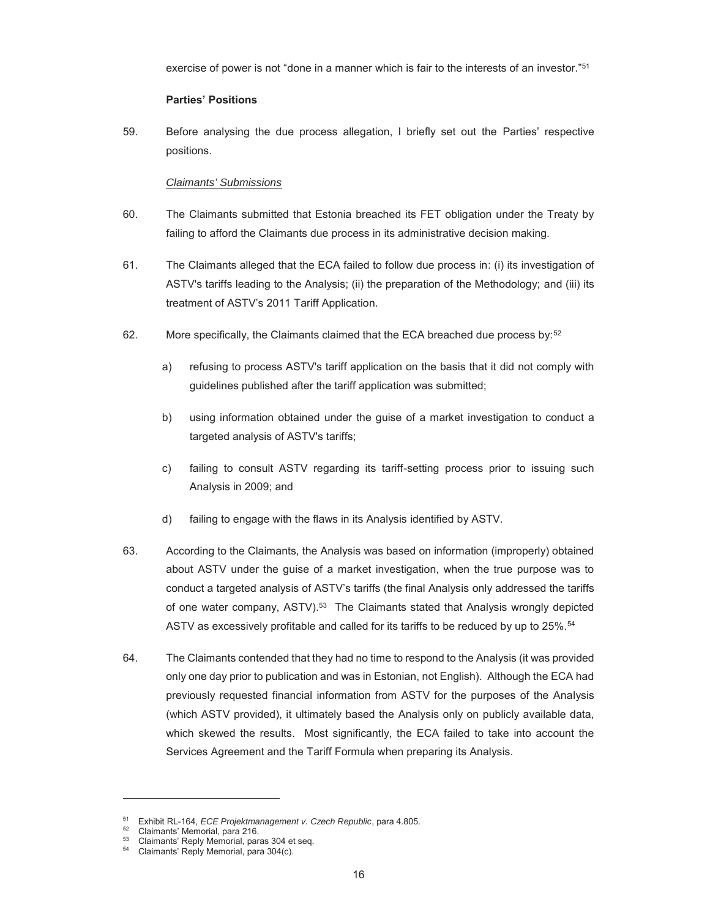exercise of power is not "done in a manner which is fair to the interests of an investor."[51]

**Parties' Positions**

59. Before analysing the due process allegation, I briefly set out the Parties' respective positions.

*Claimants' Submissions*

60. The Claimants submitted that Estonia breached its FET obligation under the Treaty by failing to afford the Claimants due process in its administrative decision making.

61. The Claimants alleged that the ECA failed to follow due process in: (i) its investigation of ASTV's tariffs leading to the Analysis; (ii) the preparation of the Methodology; and (iii) its treatment of ASTV's 2011 Tariff Application.

62. More specifically, the Claimants claimed that the ECA breached due process by:[52]

   a) refusing to process ASTV's tariff application on the basis that it did not comply with guidelines published after the tariff application was submitted;

   b) using information obtained under the guise of a market investigation to conduct a targeted analysis of ASTV's tariffs;

   c) failing to consult ASTV regarding its tariff-setting process prior to issuing such Analysis in 2009; and

   d) failing to engage with the flaws in its Analysis identified by ASTV.

63. According to the Claimants, the Analysis was based on information (improperly) obtained about ASTV under the guise of a market investigation, when the true purpose was to conduct a targeted analysis of ASTV's tariffs (the final Analysis only addressed the tariffs of one water company, ASTV).[53] The Claimants stated that Analysis wrongly depicted ASTV as excessively profitable and called for its tariffs to be reduced by up to 25%.[54]

64. The Claimants contended that they had no time to respond to the Analysis (it was provided only one day prior to publication and was in Estonian, not English). Although the ECA had previously requested financial information from ASTV for the purposes of the Analysis (which ASTV provided), it ultimately based the Analysis only on publicly available data, which skewed the results. Most significantly, the ECA failed to take into account the Services Agreement and the Tariff Formula when preparing its Analysis.

---

[51] Exhibit RL-164, *ECE Projektmanagement v. Czech Republic*, para 4.805.

[52] Claimants' Memorial, para 216.

[53] Claimants' Reply Memorial, paras 304 et seq.

[54] Claimants' Reply Memorial, para 304(c).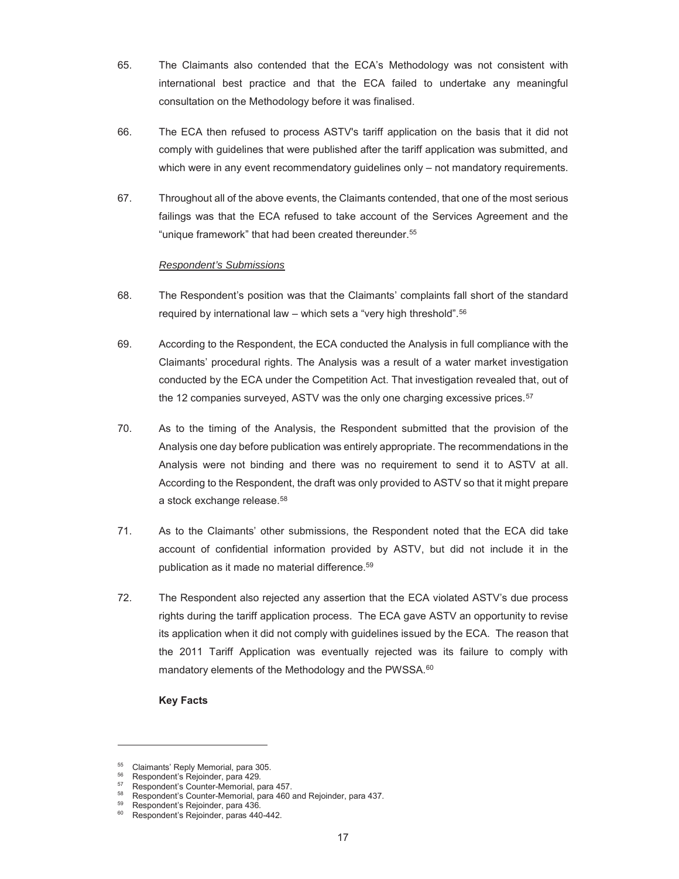65. The Claimants also contended that the ECA's Methodology was not consistent with international best practice and that the ECA failed to undertake any meaningful consultation on the Methodology before it was finalised.

66. The ECA then refused to process ASTV's tariff application on the basis that it did not comply with guidelines that were published after the tariff application was submitted, and which were in any event recommendatory guidelines only – not mandatory requirements.

67. Throughout all of the above events, the Claimants contended, that one of the most serious failings was that the ECA refused to take account of the Services Agreement and the "unique framework" that had been created thereunder.[55]

*Respondent's Submissions*

68. The Respondent's position was that the Claimants' complaints fall short of the standard required by international law – which sets a "very high threshold".[56]

69. According to the Respondent, the ECA conducted the Analysis in full compliance with the Claimants' procedural rights. The Analysis was a result of a water market investigation conducted by the ECA under the Competition Act. That investigation revealed that, out of the 12 companies surveyed, ASTV was the only one charging excessive prices.[57]

70. As to the timing of the Analysis, the Respondent submitted that the provision of the Analysis one day before publication was entirely appropriate. The recommendations in the Analysis were not binding and there was no requirement to send it to ASTV at all. According to the Respondent, the draft was only provided to ASTV so that it might prepare a stock exchange release.[58]

71. As to the Claimants' other submissions, the Respondent noted that the ECA did take account of confidential information provided by ASTV, but did not include it in the publication as it made no material difference.[59]

72. The Respondent also rejected any assertion that the ECA violated ASTV's due process rights during the tariff application process. The ECA gave ASTV an opportunity to revise its application when it did not comply with guidelines issued by the ECA. The reason that the 2011 Tariff Application was eventually rejected was its failure to comply with mandatory elements of the Methodology and the PWSSA.[60]

**Key Facts**

---

[55] Claimants' Reply Memorial, para 305.
[56] Respondent's Rejoinder, para 429.
[57] Respondent's Counter-Memorial, para 457.
[58] Respondent's Counter-Memorial, para 460 and Rejoinder, para 437.
[59] Respondent's Rejoinder, para 436.
[60] Respondent's Rejoinder, paras 440-442.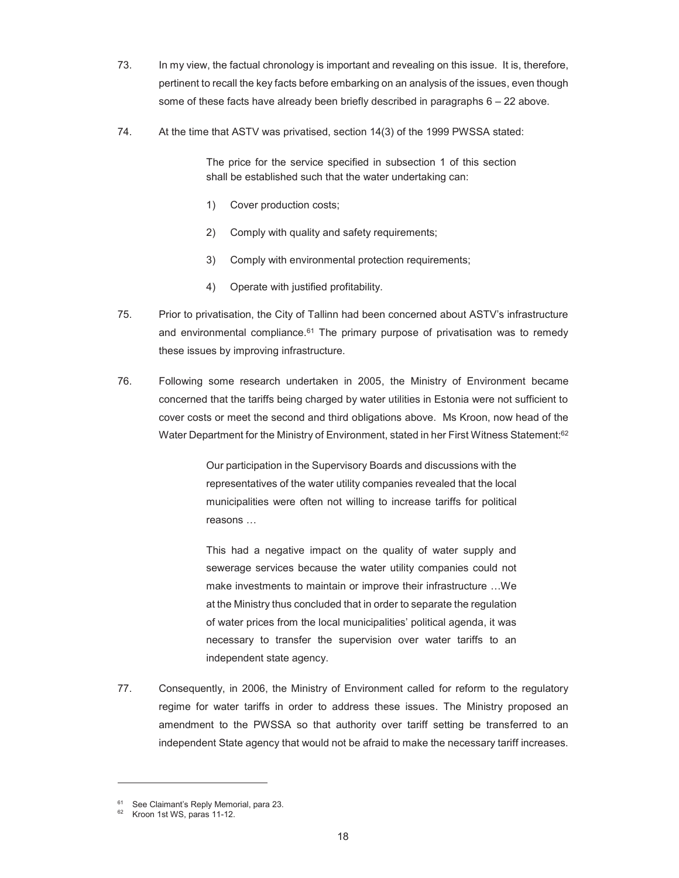73. In my view, the factual chronology is important and revealing on this issue. It is, therefore, pertinent to recall the key facts before embarking on an analysis of the issues, even though some of these facts have already been briefly described in paragraphs 6 – 22 above.

74. At the time that ASTV was privatised, section 14(3) of the 1999 PWSSA stated:

> The price for the service specified in subsection 1 of this section shall be established such that the water undertaking can:
>
> 1) Cover production costs;
>
> 2) Comply with quality and safety requirements;
>
> 3) Comply with environmental protection requirements;
>
> 4) Operate with justified profitability.

75. Prior to privatisation, the City of Tallinn had been concerned about ASTV's infrastructure and environmental compliance.[61] The primary purpose of privatisation was to remedy these issues by improving infrastructure.

76. Following some research undertaken in 2005, the Ministry of Environment became concerned that the tariffs being charged by water utilities in Estonia were not sufficient to cover costs or meet the second and third obligations above. Ms Kroon, now head of the Water Department for the Ministry of Environment, stated in her First Witness Statement:[62]

> Our participation in the Supervisory Boards and discussions with the representatives of the water utility companies revealed that the local municipalities were often not willing to increase tariffs for political reasons …
>
> This had a negative impact on the quality of water supply and sewerage services because the water utility companies could not make investments to maintain or improve their infrastructure …We at the Ministry thus concluded that in order to separate the regulation of water prices from the local municipalities' political agenda, it was necessary to transfer the supervision over water tariffs to an independent state agency.

77. Consequently, in 2006, the Ministry of Environment called for reform to the regulatory regime for water tariffs in order to address these issues. The Ministry proposed an amendment to the PWSSA so that authority over tariff setting be transferred to an independent State agency that would not be afraid to make the necessary tariff increases.

---

[61] See Claimant's Reply Memorial, para 23.

[62] Kroon 1st WS, paras 11-12.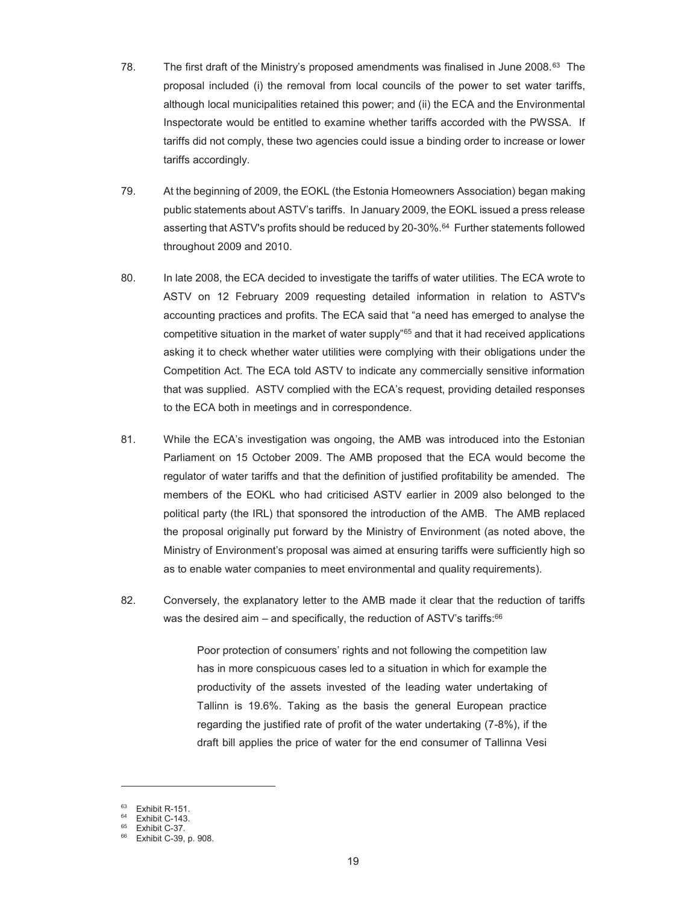78. The first draft of the Ministry's proposed amendments was finalised in June 2008.[63] The proposal included (i) the removal from local councils of the power to set water tariffs, although local municipalities retained this power; and (ii) the ECA and the Environmental Inspectorate would be entitled to examine whether tariffs accorded with the PWSSA. If tariffs did not comply, these two agencies could issue a binding order to increase or lower tariffs accordingly.

79. At the beginning of 2009, the EOKL (the Estonia Homeowners Association) began making public statements about ASTV's tariffs. In January 2009, the EOKL issued a press release asserting that ASTV's profits should be reduced by 20-30%.[64] Further statements followed throughout 2009 and 2010.

80. In late 2008, the ECA decided to investigate the tariffs of water utilities. The ECA wrote to ASTV on 12 February 2009 requesting detailed information in relation to ASTV's accounting practices and profits. The ECA said that "a need has emerged to analyse the competitive situation in the market of water supply"[65] and that it had received applications asking it to check whether water utilities were complying with their obligations under the Competition Act. The ECA told ASTV to indicate any commercially sensitive information that was supplied. ASTV complied with the ECA's request, providing detailed responses to the ECA both in meetings and in correspondence.

81. While the ECA's investigation was ongoing, the AMB was introduced into the Estonian Parliament on 15 October 2009. The AMB proposed that the ECA would become the regulator of water tariffs and that the definition of justified profitability be amended. The members of the EOKL who had criticised ASTV earlier in 2009 also belonged to the political party (the IRL) that sponsored the introduction of the AMB. The AMB replaced the proposal originally put forward by the Ministry of Environment (as noted above, the Ministry of Environment's proposal was aimed at ensuring tariffs were sufficiently high so as to enable water companies to meet environmental and quality requirements).

82. Conversely, the explanatory letter to the AMB made it clear that the reduction of tariffs was the desired aim – and specifically, the reduction of ASTV's tariffs:[66]

> Poor protection of consumers' rights and not following the competition law has in more conspicuous cases led to a situation in which for example the productivity of the assets invested of the leading water undertaking of Tallinn is 19.6%. Taking as the basis the general European practice regarding the justified rate of profit of the water undertaking (7-8%), if the draft bill applies the price of water for the end consumer of Tallinna Vesi

---

[63] Exhibit R-151.
[64] Exhibit C-143.
[65] Exhibit C-37.
[66] Exhibit C-39, p. 908.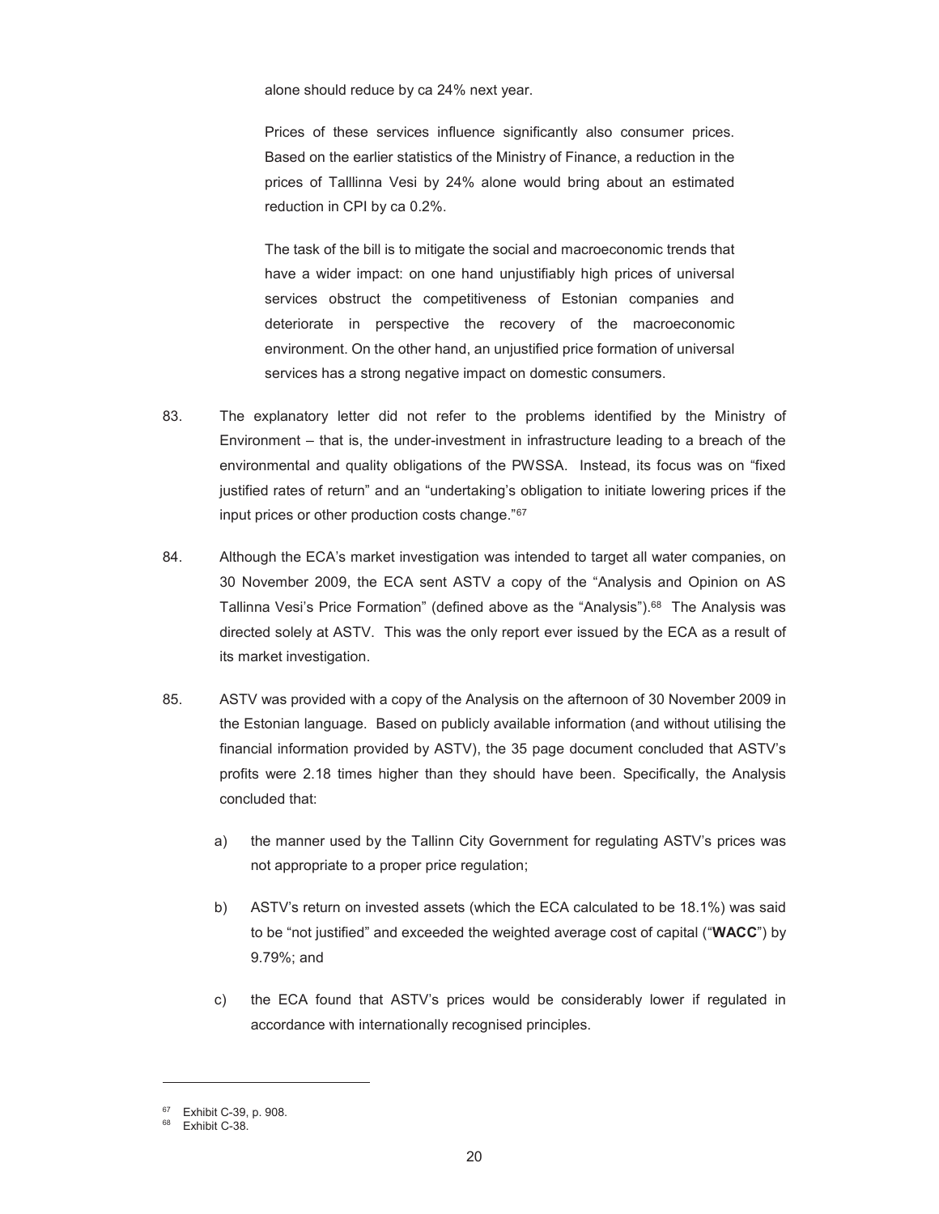alone should reduce by ca 24% next year.

> Prices of these services influence significantly also consumer prices. Based on the earlier statistics of the Ministry of Finance, a reduction in the prices of Talllinna Vesi by 24% alone would bring about an estimated reduction in CPI by ca 0.2%.
>
> The task of the bill is to mitigate the social and macroeconomic trends that have a wider impact: on one hand unjustifiably high prices of universal services obstruct the competitiveness of Estonian companies and deteriorate in perspective the recovery of the macroeconomic environment. On the other hand, an unjustified price formation of universal services has a strong negative impact on domestic consumers.

83. The explanatory letter did not refer to the problems identified by the Ministry of Environment – that is, the under-investment in infrastructure leading to a breach of the environmental and quality obligations of the PWSSA. Instead, its focus was on "fixed justified rates of return" and an "undertaking's obligation to initiate lowering prices if the input prices or other production costs change."[67]

84. Although the ECA's market investigation was intended to target all water companies, on 30 November 2009, the ECA sent ASTV a copy of the "Analysis and Opinion on AS Tallinna Vesi's Price Formation" (defined above as the "Analysis").[68] The Analysis was directed solely at ASTV. This was the only report ever issued by the ECA as a result of its market investigation.

85. ASTV was provided with a copy of the Analysis on the afternoon of 30 November 2009 in the Estonian language. Based on publicly available information (and without utilising the financial information provided by ASTV), the 35 page document concluded that ASTV's profits were 2.18 times higher than they should have been. Specifically, the Analysis concluded that:

    a) the manner used by the Tallinn City Government for regulating ASTV's prices was not appropriate to a proper price regulation;

    b) ASTV's return on invested assets (which the ECA calculated to be 18.1%) was said to be "not justified" and exceeded the weighted average cost of capital ("**WACC**") by 9.79%; and

    c) the ECA found that ASTV's prices would be considerably lower if regulated in accordance with internationally recognised principles.

---

[67] Exhibit C-39, p. 908.

[68] Exhibit C-38.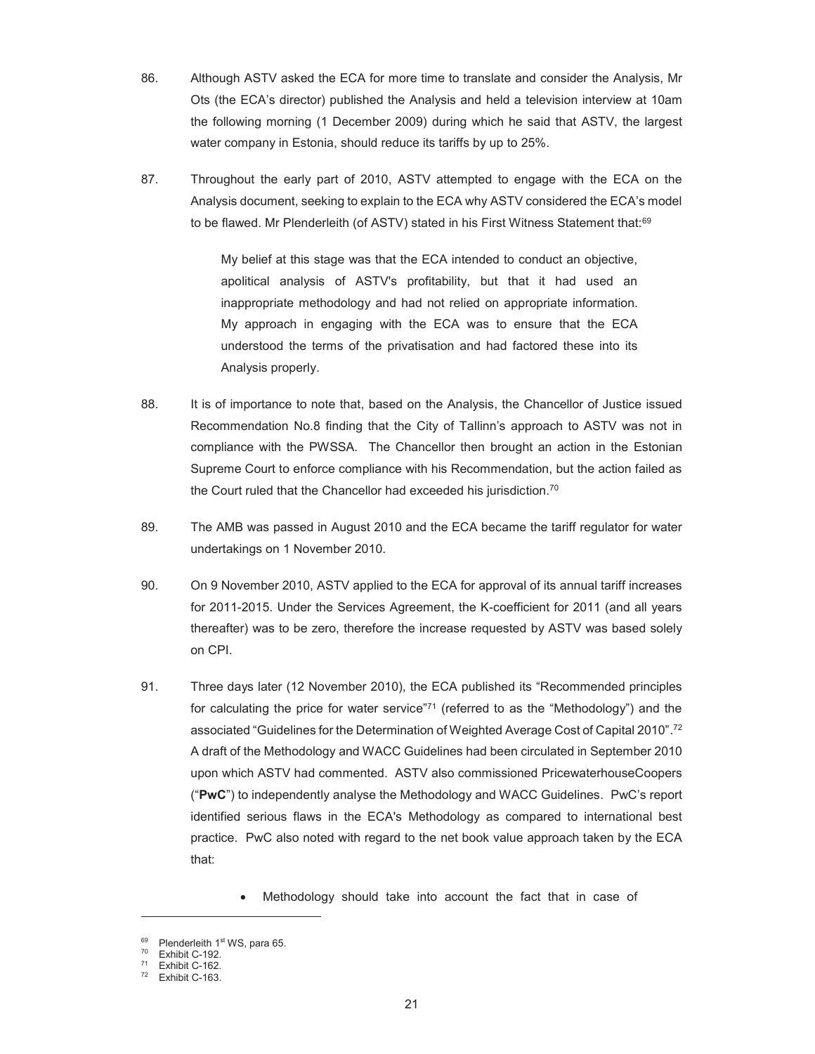86. Although ASTV asked the ECA for more time to translate and consider the Analysis, Mr Ots (the ECA's director) published the Analysis and held a television interview at 10am the following morning (1 December 2009) during which he said that ASTV, the largest water company in Estonia, should reduce its tariffs by up to 25%.

87. Throughout the early part of 2010, ASTV attempted to engage with the ECA on the Analysis document, seeking to explain to the ECA why ASTV considered the ECA's model to be flawed. Mr Plenderleith (of ASTV) stated in his First Witness Statement that:[69]

> My belief at this stage was that the ECA intended to conduct an objective, apolitical analysis of ASTV's profitability, but that it had used an inappropriate methodology and had not relied on appropriate information. My approach in engaging with the ECA was to ensure that the ECA understood the terms of the privatisation and had factored these into its Analysis properly.

88. It is of importance to note that, based on the Analysis, the Chancellor of Justice issued Recommendation No.8 finding that the City of Tallinn's approach to ASTV was not in compliance with the PWSSA. The Chancellor then brought an action in the Estonian Supreme Court to enforce compliance with his Recommendation, but the action failed as the Court ruled that the Chancellor had exceeded his jurisdiction.[70]

89. The AMB was passed in August 2010 and the ECA became the tariff regulator for water undertakings on 1 November 2010.

90. On 9 November 2010, ASTV applied to the ECA for approval of its annual tariff increases for 2011-2015. Under the Services Agreement, the K-coefficient for 2011 (and all years thereafter) was to be zero, therefore the increase requested by ASTV was based solely on CPI.

91. Three days later (12 November 2010), the ECA published its "Recommended principles for calculating the price for water service"[71] (referred to as the "Methodology") and the associated "Guidelines for the Determination of Weighted Average Cost of Capital 2010".[72] A draft of the Methodology and WACC Guidelines had been circulated in September 2010 upon which ASTV had commented. ASTV also commissioned PricewaterhouseCoopers ("**PwC**") to independently analyse the Methodology and WACC Guidelines. PwC's report identified serious flaws in the ECA's Methodology as compared to international best practice. PwC also noted with regard to the net book value approach taken by the ECA that:

    - Methodology should take into account the fact that in case of

---

[69] Plenderleith 1st WS, para 65.
[70] Exhibit C-192.
[71] Exhibit C-162.
[72] Exhibit C-163.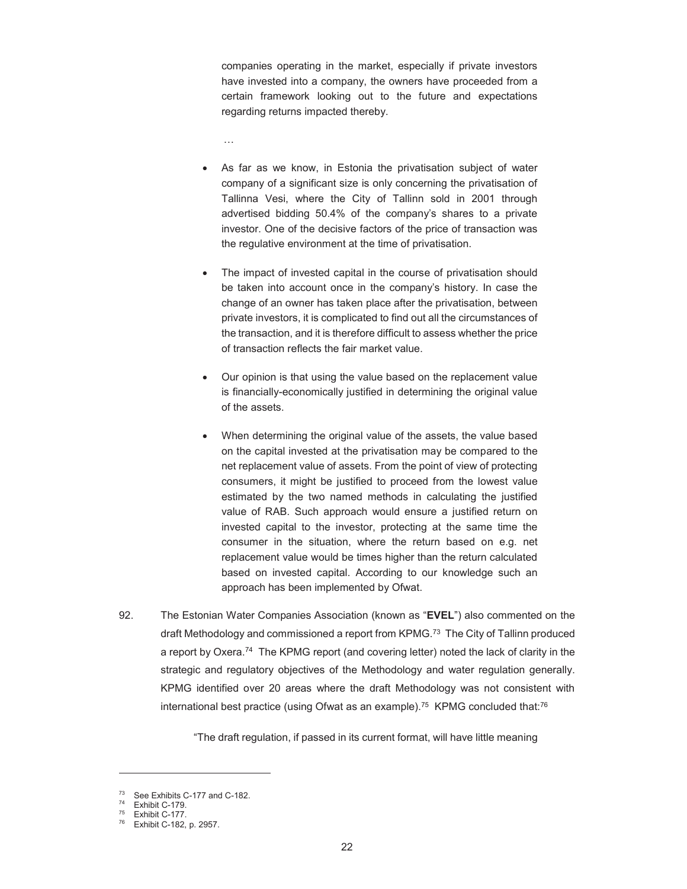companies operating in the market, especially if private investors have invested into a company, the owners have proceeded from a certain framework looking out to the future and expectations regarding returns impacted thereby.

…

- As far as we know, in Estonia the privatisation subject of water company of a significant size is only concerning the privatisation of Tallinna Vesi, where the City of Tallinn sold in 2001 through advertised bidding 50.4% of the company's shares to a private investor. One of the decisive factors of the price of transaction was the regulative environment at the time of privatisation.

- The impact of invested capital in the course of privatisation should be taken into account once in the company's history. In case the change of an owner has taken place after the privatisation, between private investors, it is complicated to find out all the circumstances of the transaction, and it is therefore difficult to assess whether the price of transaction reflects the fair market value.

- Our opinion is that using the value based on the replacement value is financially-economically justified in determining the original value of the assets.

- When determining the original value of the assets, the value based on the capital invested at the privatisation may be compared to the net replacement value of assets. From the point of view of protecting consumers, it might be justified to proceed from the lowest value estimated by the two named methods in calculating the justified value of RAB. Such approach would ensure a justified return on invested capital to the investor, protecting at the same time the consumer in the situation, where the return based on e.g. net replacement value would be times higher than the return calculated based on invested capital. According to our knowledge such an approach has been implemented by Ofwat.

92. The Estonian Water Companies Association (known as "**EVEL**") also commented on the draft Methodology and commissioned a report from KPMG.[73] The City of Tallinn produced a report by Oxera.[74] The KPMG report (and covering letter) noted the lack of clarity in the strategic and regulatory objectives of the Methodology and water regulation generally. KPMG identified over 20 areas where the draft Methodology was not consistent with international best practice (using Ofwat as an example).[75] KPMG concluded that:[76]

"The draft regulation, if passed in its current format, will have little meaning

[73] See Exhibits C-177 and C-182.
[74] Exhibit C-179.
[75] Exhibit C-177.
[76] Exhibit C-182, p. 2957.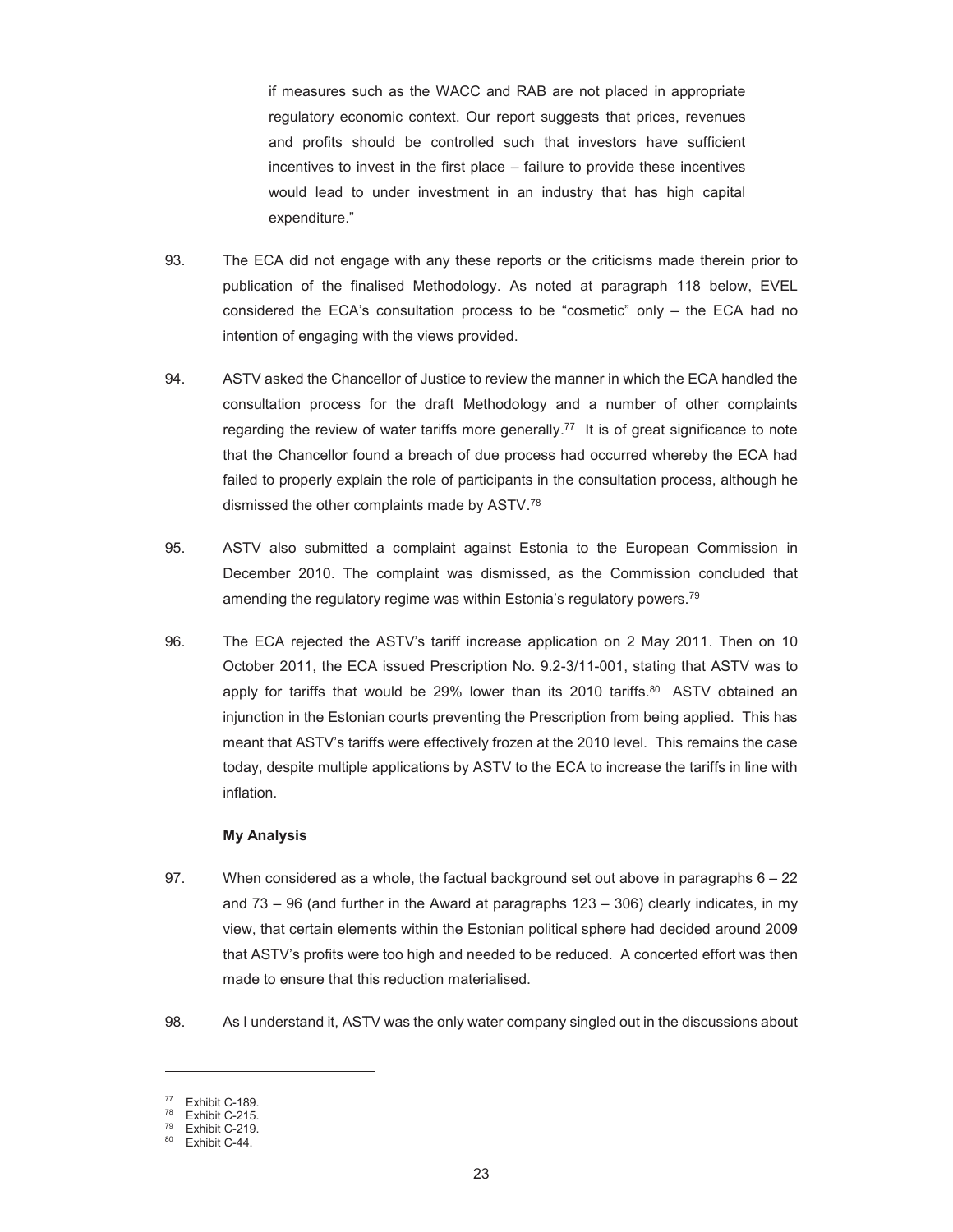if measures such as the WACC and RAB are not placed in appropriate regulatory economic context. Our report suggests that prices, revenues and profits should be controlled such that investors have sufficient incentives to invest in the first place – failure to provide these incentives would lead to under investment in an industry that has high capital expenditure."

93. The ECA did not engage with any these reports or the criticisms made therein prior to publication of the finalised Methodology. As noted at paragraph 118 below, EVEL considered the ECA's consultation process to be "cosmetic" only – the ECA had no intention of engaging with the views provided.

94. ASTV asked the Chancellor of Justice to review the manner in which the ECA handled the consultation process for the draft Methodology and a number of other complaints regarding the review of water tariffs more generally.[77] It is of great significance to note that the Chancellor found a breach of due process had occurred whereby the ECA had failed to properly explain the role of participants in the consultation process, although he dismissed the other complaints made by ASTV.[78]

95. ASTV also submitted a complaint against Estonia to the European Commission in December 2010. The complaint was dismissed, as the Commission concluded that amending the regulatory regime was within Estonia's regulatory powers.[79]

96. The ECA rejected the ASTV's tariff increase application on 2 May 2011. Then on 10 October 2011, the ECA issued Prescription No. 9.2-3/11-001, stating that ASTV was to apply for tariffs that would be 29% lower than its 2010 tariffs.[80] ASTV obtained an injunction in the Estonian courts preventing the Prescription from being applied. This has meant that ASTV's tariffs were effectively frozen at the 2010 level. This remains the case today, despite multiple applications by ASTV to the ECA to increase the tariffs in line with inflation.

**My Analysis**

97. When considered as a whole, the factual background set out above in paragraphs 6 – 22 and 73 – 96 (and further in the Award at paragraphs 123 – 306) clearly indicates, in my view, that certain elements within the Estonian political sphere had decided around 2009 that ASTV's profits were too high and needed to be reduced. A concerted effort was then made to ensure that this reduction materialised.

98. As I understand it, ASTV was the only water company singled out in the discussions about

---

[77] Exhibit C-189.
[78] Exhibit C-215.
[79] Exhibit C-219.
[80] Exhibit C-44.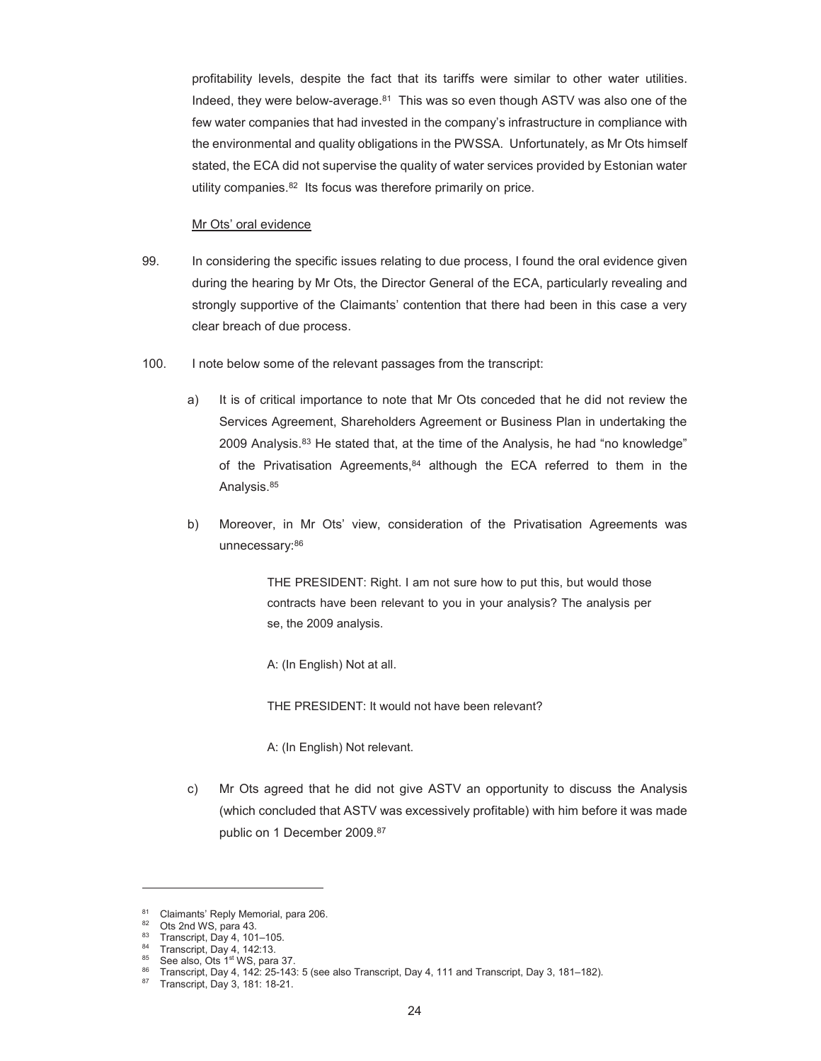profitability levels, despite the fact that its tariffs were similar to other water utilities. Indeed, they were below-average.[81] This was so even though ASTV was also one of the few water companies that had invested in the company's infrastructure in compliance with the environmental and quality obligations in the PWSSA. Unfortunately, as Mr Ots himself stated, the ECA did not supervise the quality of water services provided by Estonian water utility companies.[82] Its focus was therefore primarily on price.

Mr Ots' oral evidence

99. In considering the specific issues relating to due process, I found the oral evidence given during the hearing by Mr Ots, the Director General of the ECA, particularly revealing and strongly supportive of the Claimants' contention that there had been in this case a very clear breach of due process.

100. I note below some of the relevant passages from the transcript:

a) It is of critical importance to note that Mr Ots conceded that he did not review the Services Agreement, Shareholders Agreement or Business Plan in undertaking the 2009 Analysis.[83] He stated that, at the time of the Analysis, he had "no knowledge" of the Privatisation Agreements,[84] although the ECA referred to them in the Analysis.[85]

b) Moreover, in Mr Ots' view, consideration of the Privatisation Agreements was unnecessary:[86]

> THE PRESIDENT: Right. I am not sure how to put this, but would those contracts have been relevant to you in your analysis? The analysis per se, the 2009 analysis.
>
> A: (In English) Not at all.
>
> THE PRESIDENT: It would not have been relevant?
>
> A: (In English) Not relevant.

c) Mr Ots agreed that he did not give ASTV an opportunity to discuss the Analysis (which concluded that ASTV was excessively profitable) with him before it was made public on 1 December 2009.[87]

---

[81] Claimants' Reply Memorial, para 206.
[82] Ots 2nd WS, para 43.
[83] Transcript, Day 4, 101–105.
[84] Transcript, Day 4, 142:13.
[85] See also, Ots 1st WS, para 37.
[86] Transcript, Day 4, 142: 25-143: 5 (see also Transcript, Day 4, 111 and Transcript, Day 3, 181–182).
[87] Transcript, Day 3, 181: 18-21.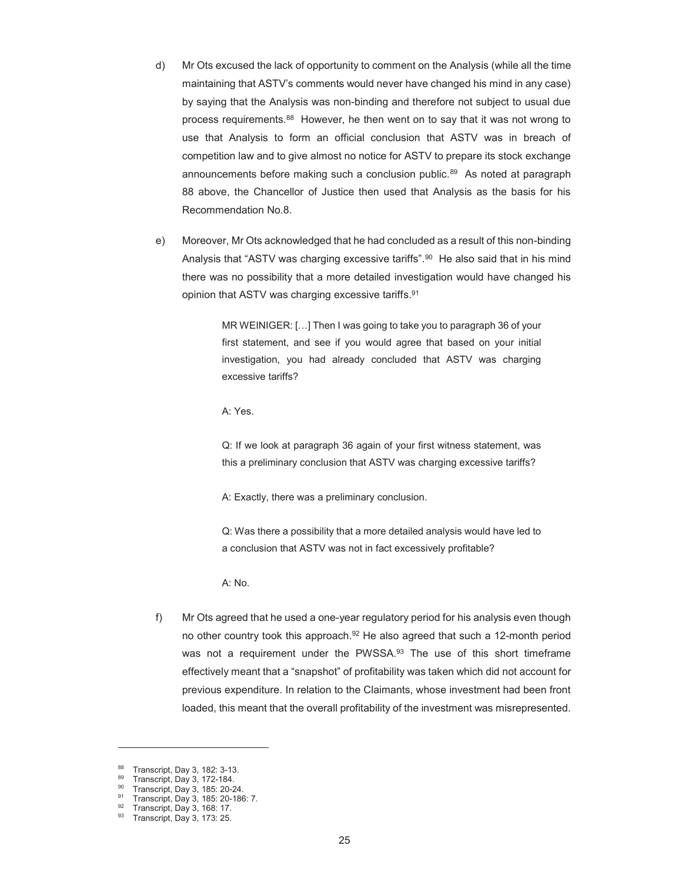d) Mr Ots excused the lack of opportunity to comment on the Analysis (while all the time maintaining that ASTV's comments would never have changed his mind in any case) by saying that the Analysis was non-binding and therefore not subject to usual due process requirements.[88] However, he then went on to say that it was not wrong to use that Analysis to form an official conclusion that ASTV was in breach of competition law and to give almost no notice for ASTV to prepare its stock exchange announcements before making such a conclusion public.[89] As noted at paragraph 88 above, the Chancellor of Justice then used that Analysis as the basis for his Recommendation No.8.

e) Moreover, Mr Ots acknowledged that he had concluded as a result of this non-binding Analysis that "ASTV was charging excessive tariffs".[90] He also said that in his mind there was no possibility that a more detailed investigation would have changed his opinion that ASTV was charging excessive tariffs.[91]

> MR WEINIGER: […] Then I was going to take you to paragraph 36 of your first statement, and see if you would agree that based on your initial investigation, you had already concluded that ASTV was charging excessive tariffs?
>
> A: Yes.
>
> Q: If we look at paragraph 36 again of your first witness statement, was this a preliminary conclusion that ASTV was charging excessive tariffs?
>
> A: Exactly, there was a preliminary conclusion.
>
> Q: Was there a possibility that a more detailed analysis would have led to a conclusion that ASTV was not in fact excessively profitable?
>
> A: No.

f) Mr Ots agreed that he used a one-year regulatory period for his analysis even though no other country took this approach.[92] He also agreed that such a 12-month period was not a requirement under the PWSSA.[93] The use of this short timeframe effectively meant that a "snapshot" of profitability was taken which did not account for previous expenditure. In relation to the Claimants, whose investment had been front loaded, this meant that the overall profitability of the investment was misrepresented.

---

[88] Transcript, Day 3, 182: 3-13.

[89] Transcript, Day 3, 172-184.

[90] Transcript, Day 3, 185: 20-24.

[91] Transcript, Day 3, 185: 20-186: 7.

[92] Transcript, Day 3, 168: 17.

[93] Transcript, Day 3, 173: 25.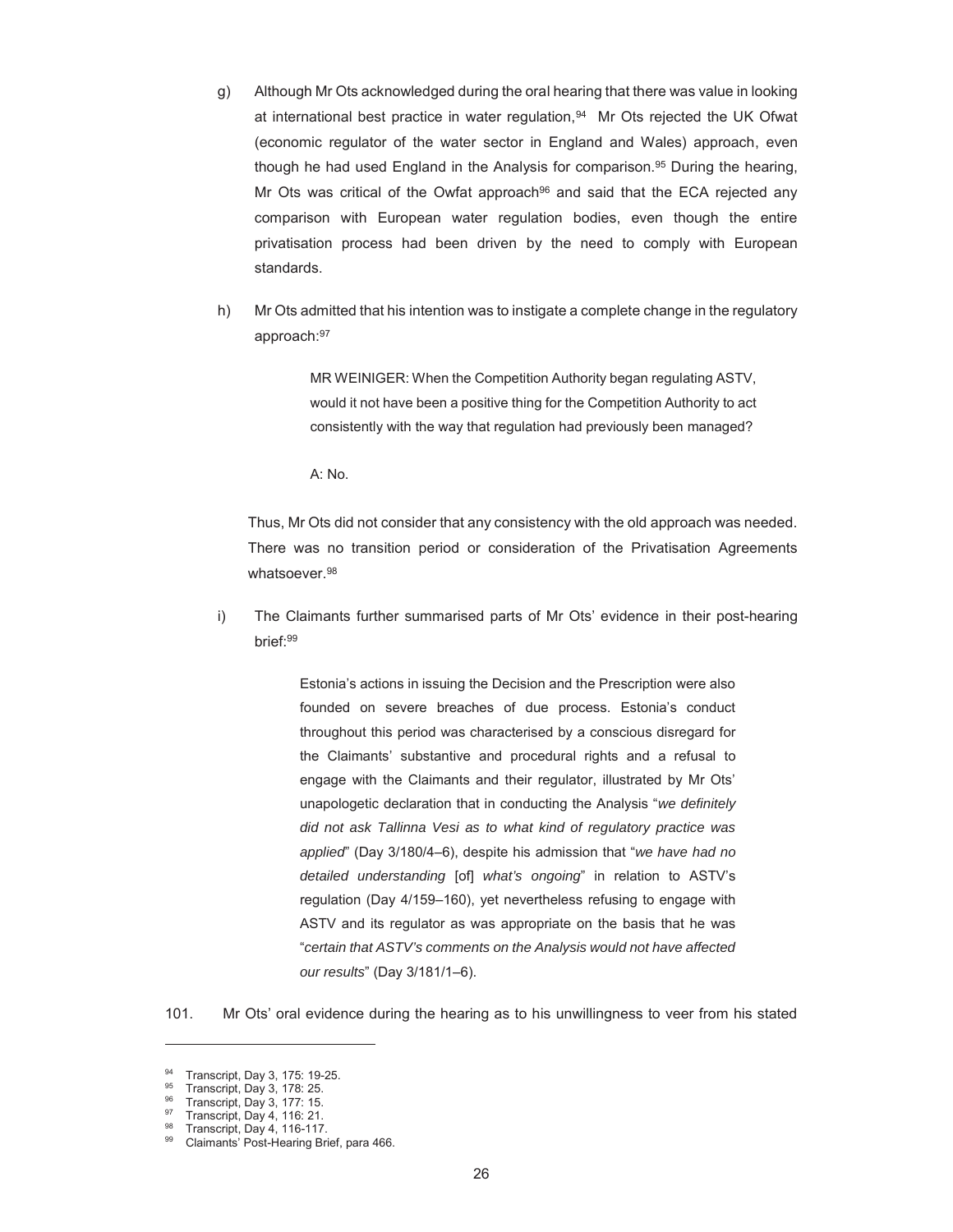g) Although Mr Ots acknowledged during the oral hearing that there was value in looking at international best practice in water regulation,[94] Mr Ots rejected the UK Ofwat (economic regulator of the water sector in England and Wales) approach, even though he had used England in the Analysis for comparison.[95] During the hearing, Mr Ots was critical of the Owfat approach[96] and said that the ECA rejected any comparison with European water regulation bodies, even though the entire privatisation process had been driven by the need to comply with European standards.

h) Mr Ots admitted that his intention was to instigate a complete change in the regulatory approach:[97]

> MR WEINIGER: When the Competition Authority began regulating ASTV, would it not have been a positive thing for the Competition Authority to act consistently with the way that regulation had previously been managed?
>
> A: No.

Thus, Mr Ots did not consider that any consistency with the old approach was needed. There was no transition period or consideration of the Privatisation Agreements whatsoever.[98]

i) The Claimants further summarised parts of Mr Ots' evidence in their post-hearing brief:[99]

> Estonia's actions in issuing the Decision and the Prescription were also founded on severe breaches of due process. Estonia's conduct throughout this period was characterised by a conscious disregard for the Claimants' substantive and procedural rights and a refusal to engage with the Claimants and their regulator, illustrated by Mr Ots' unapologetic declaration that in conducting the Analysis "*we definitely did not ask Tallinna Vesi as to what kind of regulatory practice was applied*" (Day 3/180/4–6), despite his admission that "*we have had no detailed understanding* [of] *what's ongoing*" in relation to ASTV's regulation (Day 4/159–160), yet nevertheless refusing to engage with ASTV and its regulator as was appropriate on the basis that he was "*certain that ASTV's comments on the Analysis would not have affected our results*" (Day 3/181/1–6).

101. Mr Ots' oral evidence during the hearing as to his unwillingness to veer from his stated

---

[94] Transcript, Day 3, 175: 19-25.
[95] Transcript, Day 3, 178: 25.
[96] Transcript, Day 3, 177: 15.
[97] Transcript, Day 4, 116: 21.
[98] Transcript, Day 4, 116-117.
[99] Claimants' Post-Hearing Brief, para 466.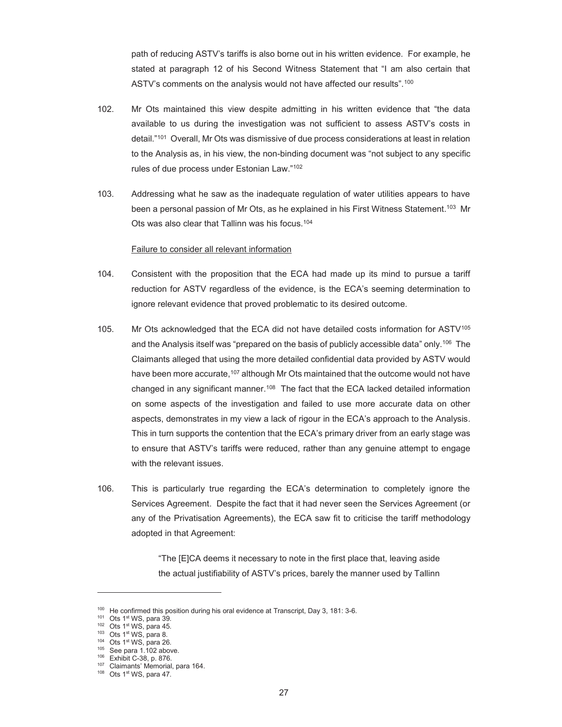path of reducing ASTV's tariffs is also borne out in his written evidence. For example, he stated at paragraph 12 of his Second Witness Statement that "I am also certain that ASTV's comments on the analysis would not have affected our results".[100]

102. Mr Ots maintained this view despite admitting in his written evidence that "the data available to us during the investigation was not sufficient to assess ASTV's costs in detail."[101] Overall, Mr Ots was dismissive of due process considerations at least in relation to the Analysis as, in his view, the non-binding document was "not subject to any specific rules of due process under Estonian Law."[102]

103. Addressing what he saw as the inadequate regulation of water utilities appears to have been a personal passion of Mr Ots, as he explained in his First Witness Statement.[103] Mr Ots was also clear that Tallinn was his focus.[104]

<u>Failure to consider all relevant information</u>

104. Consistent with the proposition that the ECA had made up its mind to pursue a tariff reduction for ASTV regardless of the evidence, is the ECA's seeming determination to ignore relevant evidence that proved problematic to its desired outcome.

105. Mr Ots acknowledged that the ECA did not have detailed costs information for ASTV[105] and the Analysis itself was "prepared on the basis of publicly accessible data" only.[106] The Claimants alleged that using the more detailed confidential data provided by ASTV would have been more accurate,[107] although Mr Ots maintained that the outcome would not have changed in any significant manner.[108] The fact that the ECA lacked detailed information on some aspects of the investigation and failed to use more accurate data on other aspects, demonstrates in my view a lack of rigour in the ECA's approach to the Analysis. This in turn supports the contention that the ECA's primary driver from an early stage was to ensure that ASTV's tariffs were reduced, rather than any genuine attempt to engage with the relevant issues.

106. This is particularly true regarding the ECA's determination to completely ignore the Services Agreement. Despite the fact that it had never seen the Services Agreement (or any of the Privatisation Agreements), the ECA saw fit to criticise the tariff methodology adopted in that Agreement:

> "The [E]CA deems it necessary to note in the first place that, leaving aside the actual justifiability of ASTV's prices, barely the manner used by Tallinn

---

[100] He confirmed this position during his oral evidence at Transcript, Day 3, 181: 3-6.
[101] Ots 1st WS, para 39.
[102] Ots 1st WS, para 45.
[103] Ots 1st WS, para 8.
[104] Ots 1st WS, para 26.
[105] See para 1.102 above.
[106] Exhibit C-38, p. 876.
[107] Claimants' Memorial, para 164.
[108] Ots 1st WS, para 47.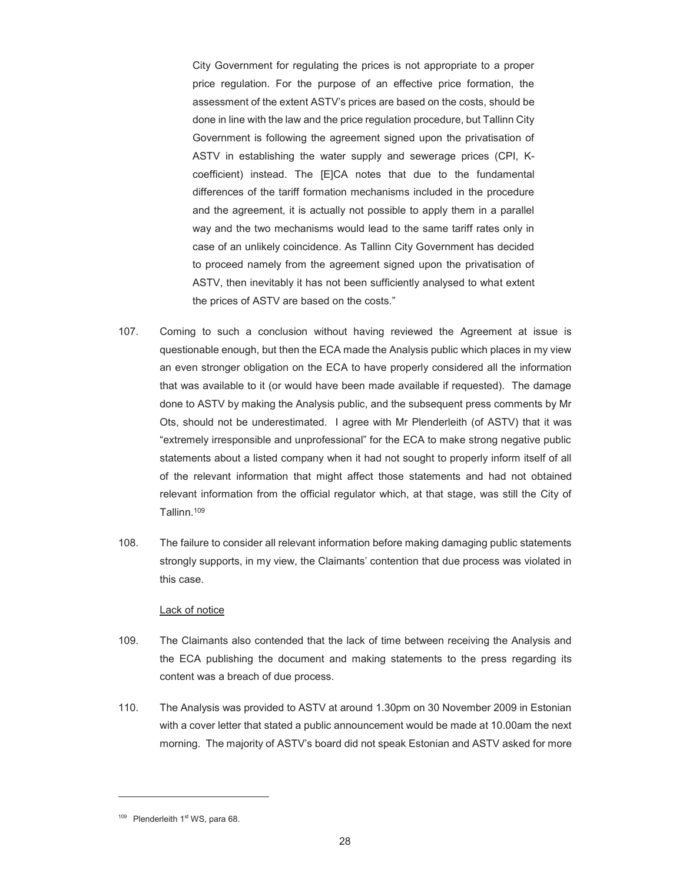> City Government for regulating the prices is not appropriate to a proper price regulation. For the purpose of an effective price formation, the assessment of the extent ASTV's prices are based on the costs, should be done in line with the law and the price regulation procedure, but Tallinn City Government is following the agreement signed upon the privatisation of ASTV in establishing the water supply and sewerage prices (CPI, K-coefficient) instead. The [E]CA notes that due to the fundamental differences of the tariff formation mechanisms included in the procedure and the agreement, it is actually not possible to apply them in a parallel way and the two mechanisms would lead to the same tariff rates only in case of an unlikely coincidence. As Tallinn City Government has decided to proceed namely from the agreement signed upon the privatisation of ASTV, then inevitably it has not been sufficiently analysed to what extent the prices of ASTV are based on the costs."

107. Coming to such a conclusion without having reviewed the Agreement at issue is questionable enough, but then the ECA made the Analysis public which places in my view an even stronger obligation on the ECA to have properly considered all the information that was available to it (or would have been made available if requested). The damage done to ASTV by making the Analysis public, and the subsequent press comments by Mr Ots, should not be underestimated. I agree with Mr Plenderleith (of ASTV) that it was "extremely irresponsible and unprofessional" for the ECA to make strong negative public statements about a listed company when it had not sought to properly inform itself of all of the relevant information that might affect those statements and had not obtained relevant information from the official regulator which, at that stage, was still the City of Tallinn.[109]

108. The failure to consider all relevant information before making damaging public statements strongly supports, in my view, the Claimants' contention that due process was violated in this case.

<u>Lack of notice</u>

109. The Claimants also contended that the lack of time between receiving the Analysis and the ECA publishing the document and making statements to the press regarding its content was a breach of due process.

110. The Analysis was provided to ASTV at around 1.30pm on 30 November 2009 in Estonian with a cover letter that stated a public announcement would be made at 10.00am the next morning. The majority of ASTV's board did not speak Estonian and ASTV asked for more

---

[109] Plenderleith 1st WS, para 68.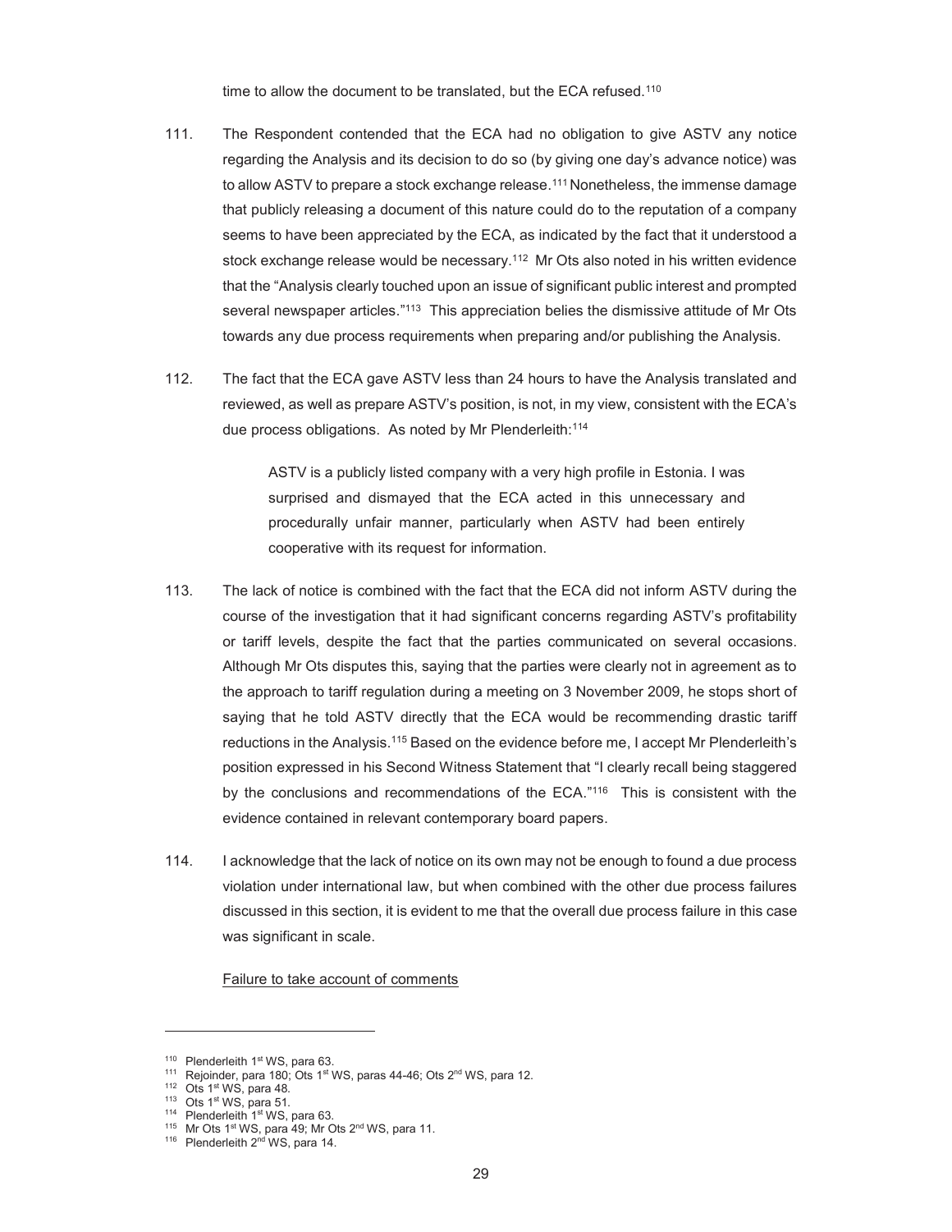time to allow the document to be translated, but the ECA refused.[110]

111. The Respondent contended that the ECA had no obligation to give ASTV any notice regarding the Analysis and its decision to do so (by giving one day's advance notice) was to allow ASTV to prepare a stock exchange release.[111] Nonetheless, the immense damage that publicly releasing a document of this nature could do to the reputation of a company seems to have been appreciated by the ECA, as indicated by the fact that it understood a stock exchange release would be necessary.[112] Mr Ots also noted in his written evidence that the "Analysis clearly touched upon an issue of significant public interest and prompted several newspaper articles."[113] This appreciation belies the dismissive attitude of Mr Ots towards any due process requirements when preparing and/or publishing the Analysis.

112. The fact that the ECA gave ASTV less than 24 hours to have the Analysis translated and reviewed, as well as prepare ASTV's position, is not, in my view, consistent with the ECA's due process obligations. As noted by Mr Plenderleith:[114]

> ASTV is a publicly listed company with a very high profile in Estonia. I was surprised and dismayed that the ECA acted in this unnecessary and procedurally unfair manner, particularly when ASTV had been entirely cooperative with its request for information.

113. The lack of notice is combined with the fact that the ECA did not inform ASTV during the course of the investigation that it had significant concerns regarding ASTV's profitability or tariff levels, despite the fact that the parties communicated on several occasions. Although Mr Ots disputes this, saying that the parties were clearly not in agreement as to the approach to tariff regulation during a meeting on 3 November 2009, he stops short of saying that he told ASTV directly that the ECA would be recommending drastic tariff reductions in the Analysis.[115] Based on the evidence before me, I accept Mr Plenderleith's position expressed in his Second Witness Statement that "I clearly recall being staggered by the conclusions and recommendations of the ECA."[116] This is consistent with the evidence contained in relevant contemporary board papers.

114. I acknowledge that the lack of notice on its own may not be enough to found a due process violation under international law, but when combined with the other due process failures discussed in this section, it is evident to me that the overall due process failure in this case was significant in scale.

<u>Failure to take account of comments</u>

---

[110] Plenderleith 1st WS, para 63.
[111] Rejoinder, para 180; Ots 1st WS, paras 44-46; Ots 2nd WS, para 12.
[112] Ots 1st WS, para 48.
[113] Ots 1st WS, para 51.
[114] Plenderleith 1st WS, para 63.
[115] Mr Ots 1st WS, para 49; Mr Ots 2nd WS, para 11.
[116] Plenderleith 2nd WS, para 14.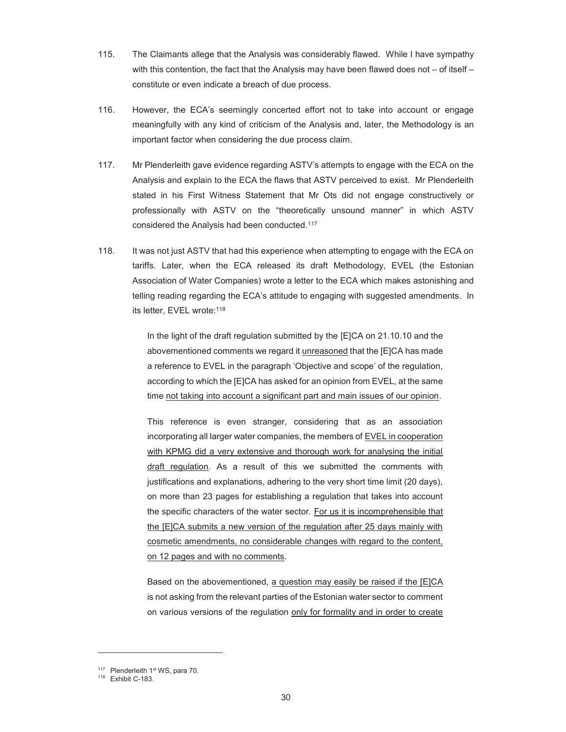115. The Claimants allege that the Analysis was considerably flawed. While I have sympathy with this contention, the fact that the Analysis may have been flawed does not – of itself – constitute or even indicate a breach of due process.

116. However, the ECA's seemingly concerted effort not to take into account or engage meaningfully with any kind of criticism of the Analysis and, later, the Methodology is an important factor when considering the due process claim.

117. Mr Plenderleith gave evidence regarding ASTV's attempts to engage with the ECA on the Analysis and explain to the ECA the flaws that ASTV perceived to exist. Mr Plenderleith stated in his First Witness Statement that Mr Ots did not engage constructively or professionally with ASTV on the "theoretically unsound manner" in which ASTV considered the Analysis had been conducted.[117]

118. It was not just ASTV that had this experience when attempting to engage with the ECA on tariffs. Later, when the ECA released its draft Methodology, EVEL (the Estonian Association of Water Companies) wrote a letter to the ECA which makes astonishing and telling reading regarding the ECA's attitude to engaging with suggested amendments. In its letter, EVEL wrote:[118]

> In the light of the draft regulation submitted by the [E]CA on 21.10.10 and the abovementioned comments we regard it <u>unreasoned</u> that the [E]CA has made a reference to EVEL in the paragraph 'Objective and scope' of the regulation, according to which the [E]CA has asked for an opinion from EVEL, at the same time <u>not taking into account a significant part and main issues of our opinion</u>.
>
> This reference is even stranger, considering that as an association incorporating all larger water companies, the members of <u>EVEL in cooperation with KPMG did a very extensive and thorough work for analysing the initial draft regulation</u>. As a result of this we submitted the comments with justifications and explanations, adhering to the very short time limit (20 days), on more than 23 pages for establishing a regulation that takes into account the specific characters of the water sector. <u>For us it is incomprehensible that the [E]CA submits a new version of the regulation after 25 days mainly with cosmetic amendments, no considerable changes with regard to the content, on 12 pages and with no comments</u>.
>
> Based on the abovementioned, <u>a question may easily be raised if the [E]CA</u> is not asking from the relevant parties of the Estonian water sector to comment on various versions of the regulation <u>only for formality and in order to create</u>

---

[117] Plenderleith 1st WS, para 70.

[118] Exhibit C-183.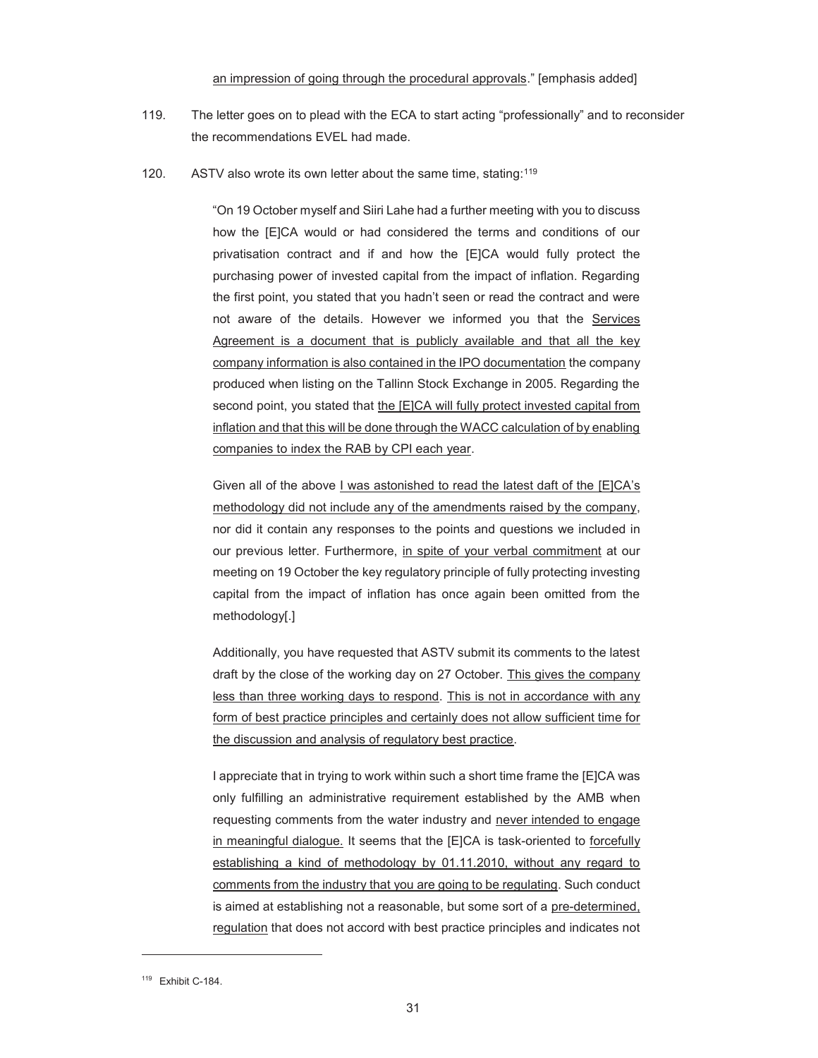an impression of going through the procedural approvals." [emphasis added]

119. The letter goes on to plead with the ECA to start acting "professionally" and to reconsider the recommendations EVEL had made.

120. ASTV also wrote its own letter about the same time, stating:[119]

> "On 19 October myself and Siiri Lahe had a further meeting with you to discuss how the [E]CA would or had considered the terms and conditions of our privatisation contract and if and how the [E]CA would fully protect the purchasing power of invested capital from the impact of inflation. Regarding the first point, you stated that you hadn't seen or read the contract and were not aware of the details. However we informed you that the Services Agreement is a document that is publicly available and that all the key company information is also contained in the IPO documentation the company produced when listing on the Tallinn Stock Exchange in 2005. Regarding the second point, you stated that the [E]CA will fully protect invested capital from inflation and that this will be done through the WACC calculation of by enabling companies to index the RAB by CPI each year.
>
> Given all of the above I was astonished to read the latest daft of the [E]CA's methodology did not include any of the amendments raised by the company, nor did it contain any responses to the points and questions we included in our previous letter. Furthermore, in spite of your verbal commitment at our meeting on 19 October the key regulatory principle of fully protecting investing capital from the impact of inflation has once again been omitted from the methodology[.]
>
> Additionally, you have requested that ASTV submit its comments to the latest draft by the close of the working day on 27 October. This gives the company less than three working days to respond. This is not in accordance with any form of best practice principles and certainly does not allow sufficient time for the discussion and analysis of regulatory best practice.
>
> I appreciate that in trying to work within such a short time frame the [E]CA was only fulfilling an administrative requirement established by the AMB when requesting comments from the water industry and never intended to engage in meaningful dialogue. It seems that the [E]CA is task-oriented to forcefully establishing a kind of methodology by 01.11.2010, without any regard to comments from the industry that you are going to be regulating. Such conduct is aimed at establishing not a reasonable, but some sort of a pre-determined, regulation that does not accord with best practice principles and indicates not

---

[119] Exhibit C-184.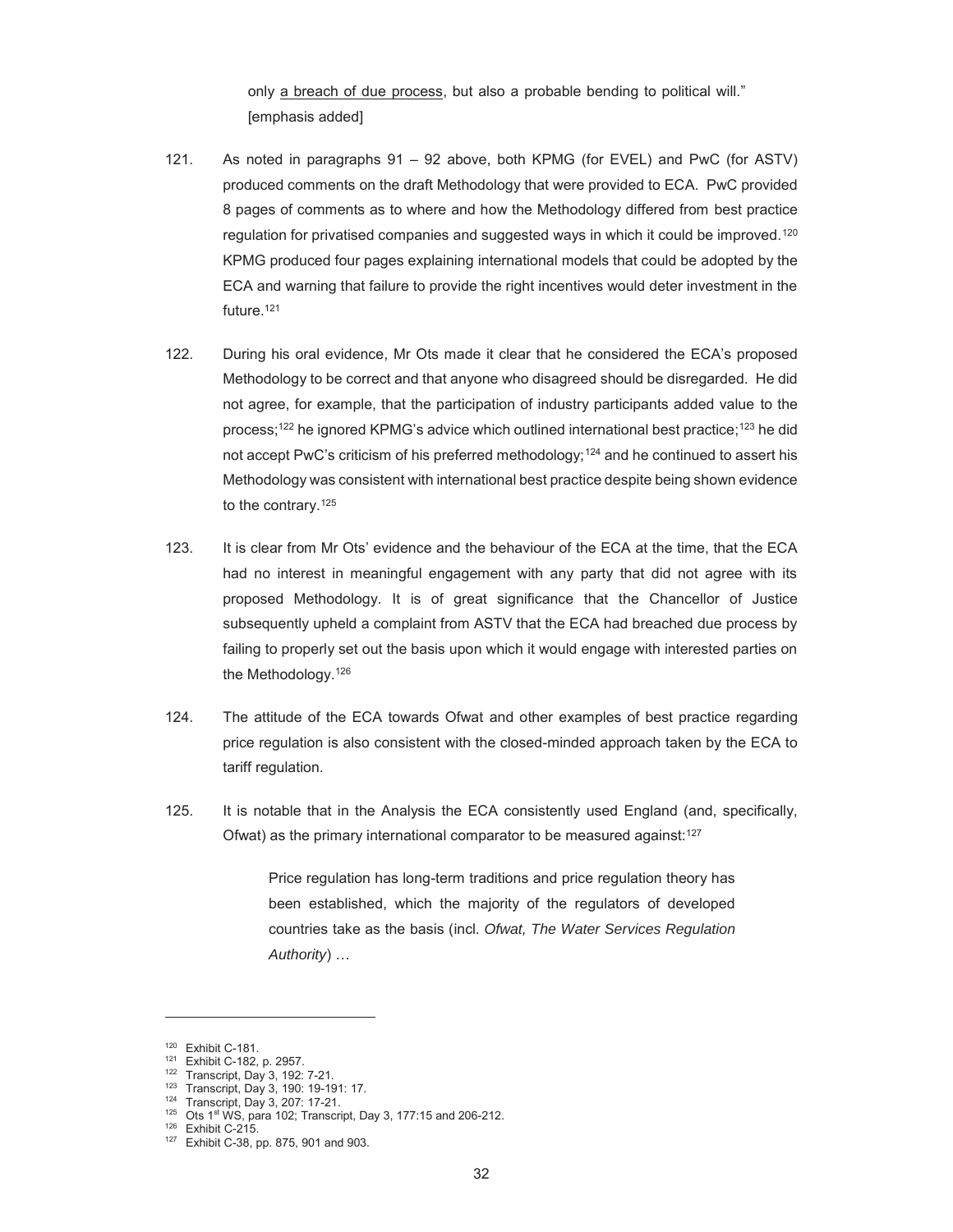only <u>a breach of due process</u>, but also a probable bending to political will." [emphasis added]

121. As noted in paragraphs 91 – 92 above, both KPMG (for EVEL) and PwC (for ASTV) produced comments on the draft Methodology that were provided to ECA. PwC provided 8 pages of comments as to where and how the Methodology differed from best practice regulation for privatised companies and suggested ways in which it could be improved.[120] KPMG produced four pages explaining international models that could be adopted by the ECA and warning that failure to provide the right incentives would deter investment in the future.[121]

122. During his oral evidence, Mr Ots made it clear that he considered the ECA's proposed Methodology to be correct and that anyone who disagreed should be disregarded. He did not agree, for example, that the participation of industry participants added value to the process;[122] he ignored KPMG's advice which outlined international best practice;[123] he did not accept PwC's criticism of his preferred methodology;[124] and he continued to assert his Methodology was consistent with international best practice despite being shown evidence to the contrary.[125]

123. It is clear from Mr Ots' evidence and the behaviour of the ECA at the time, that the ECA had no interest in meaningful engagement with any party that did not agree with its proposed Methodology. It is of great significance that the Chancellor of Justice subsequently upheld a complaint from ASTV that the ECA had breached due process by failing to properly set out the basis upon which it would engage with interested parties on the Methodology.[126]

124. The attitude of the ECA towards Ofwat and other examples of best practice regarding price regulation is also consistent with the closed-minded approach taken by the ECA to tariff regulation.

125. It is notable that in the Analysis the ECA consistently used England (and, specifically, Ofwat) as the primary international comparator to be measured against:[127]

> Price regulation has long-term traditions and price regulation theory has been established, which the majority of the regulators of developed countries take as the basis (incl. *Ofwat, The Water Services Regulation Authority*) …

---

[120] Exhibit C-181.
[121] Exhibit C-182, p. 2957.
[122] Transcript, Day 3, 192: 7-21.
[123] Transcript, Day 3, 190: 19-191: 17.
[124] Transcript, Day 3, 207: 17-21.
[125] Ots 1st WS, para 102; Transcript, Day 3, 177:15 and 206-212.
[126] Exhibit C-215.
[127] Exhibit C-38, pp. 875, 901 and 903.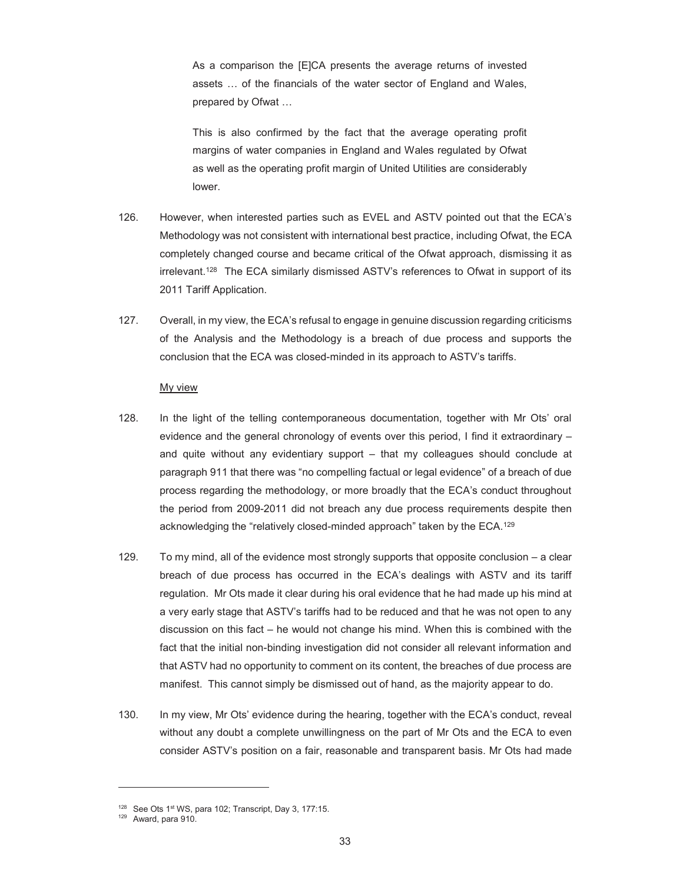> As a comparison the [E]CA presents the average returns of invested assets … of the financials of the water sector of England and Wales, prepared by Ofwat …
>
> This is also confirmed by the fact that the average operating profit margins of water companies in England and Wales regulated by Ofwat as well as the operating profit margin of United Utilities are considerably lower.

126. However, when interested parties such as EVEL and ASTV pointed out that the ECA's Methodology was not consistent with international best practice, including Ofwat, the ECA completely changed course and became critical of the Ofwat approach, dismissing it as irrelevant.[128] The ECA similarly dismissed ASTV's references to Ofwat in support of its 2011 Tariff Application.

127. Overall, in my view, the ECA's refusal to engage in genuine discussion regarding criticisms of the Analysis and the Methodology is a breach of due process and supports the conclusion that the ECA was closed-minded in its approach to ASTV's tariffs.

<u>My view</u>

128. In the light of the telling contemporaneous documentation, together with Mr Ots' oral evidence and the general chronology of events over this period, I find it extraordinary – and quite without any evidentiary support – that my colleagues should conclude at paragraph 911 that there was "no compelling factual or legal evidence" of a breach of due process regarding the methodology, or more broadly that the ECA's conduct throughout the period from 2009-2011 did not breach any due process requirements despite then acknowledging the "relatively closed-minded approach" taken by the ECA.[129]

129. To my mind, all of the evidence most strongly supports that opposite conclusion – a clear breach of due process has occurred in the ECA's dealings with ASTV and its tariff regulation. Mr Ots made it clear during his oral evidence that he had made up his mind at a very early stage that ASTV's tariffs had to be reduced and that he was not open to any discussion on this fact – he would not change his mind. When this is combined with the fact that the initial non-binding investigation did not consider all relevant information and that ASTV had no opportunity to comment on its content, the breaches of due process are manifest. This cannot simply be dismissed out of hand, as the majority appear to do.

130. In my view, Mr Ots' evidence during the hearing, together with the ECA's conduct, reveal without any doubt a complete unwillingness on the part of Mr Ots and the ECA to even consider ASTV's position on a fair, reasonable and transparent basis. Mr Ots had made

---

[128] See Ots 1st WS, para 102; Transcript, Day 3, 177:15.

[129] Award, para 910.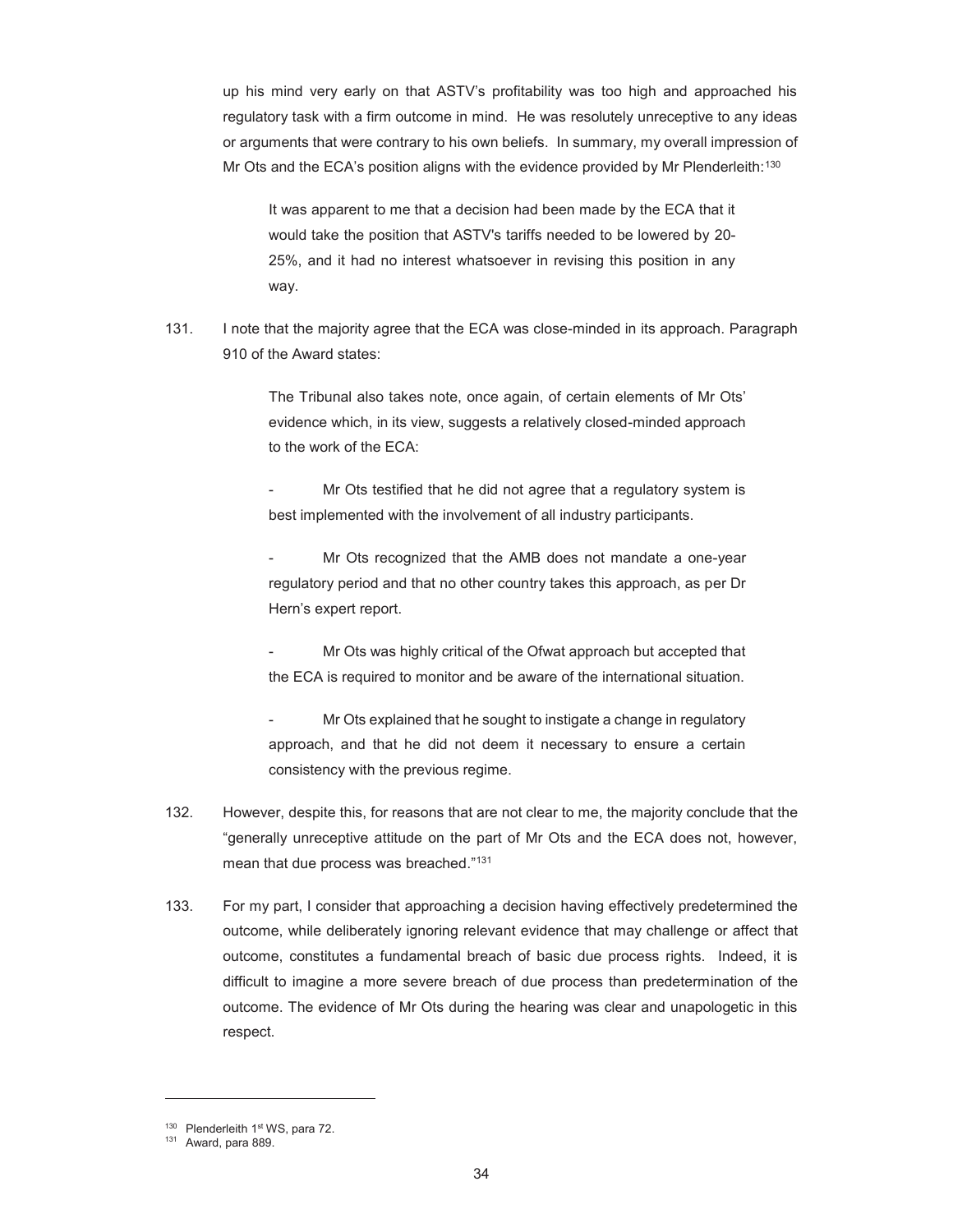up his mind very early on that ASTV's profitability was too high and approached his regulatory task with a firm outcome in mind. He was resolutely unreceptive to any ideas or arguments that were contrary to his own beliefs. In summary, my overall impression of Mr Ots and the ECA's position aligns with the evidence provided by Mr Plenderleith:[130]

> It was apparent to me that a decision had been made by the ECA that it would take the position that ASTV's tariffs needed to be lowered by 20-25%, and it had no interest whatsoever in revising this position in any way.

131. I note that the majority agree that the ECA was close-minded in its approach. Paragraph 910 of the Award states:

> The Tribunal also takes note, once again, of certain elements of Mr Ots' evidence which, in its view, suggests a relatively closed-minded approach to the work of the ECA:
>
> - Mr Ots testified that he did not agree that a regulatory system is best implemented with the involvement of all industry participants.
>
> - Mr Ots recognized that the AMB does not mandate a one-year regulatory period and that no other country takes this approach, as per Dr Hern's expert report.
>
> - Mr Ots was highly critical of the Ofwat approach but accepted that the ECA is required to monitor and be aware of the international situation.
>
> - Mr Ots explained that he sought to instigate a change in regulatory approach, and that he did not deem it necessary to ensure a certain consistency with the previous regime.

132. However, despite this, for reasons that are not clear to me, the majority conclude that the "generally unreceptive attitude on the part of Mr Ots and the ECA does not, however, mean that due process was breached."[131]

133. For my part, I consider that approaching a decision having effectively predetermined the outcome, while deliberately ignoring relevant evidence that may challenge or affect that outcome, constitutes a fundamental breach of basic due process rights. Indeed, it is difficult to imagine a more severe breach of due process than predetermination of the outcome. The evidence of Mr Ots during the hearing was clear and unapologetic in this respect.

---

[130] Plenderleith 1st WS, para 72.

[131] Award, para 889.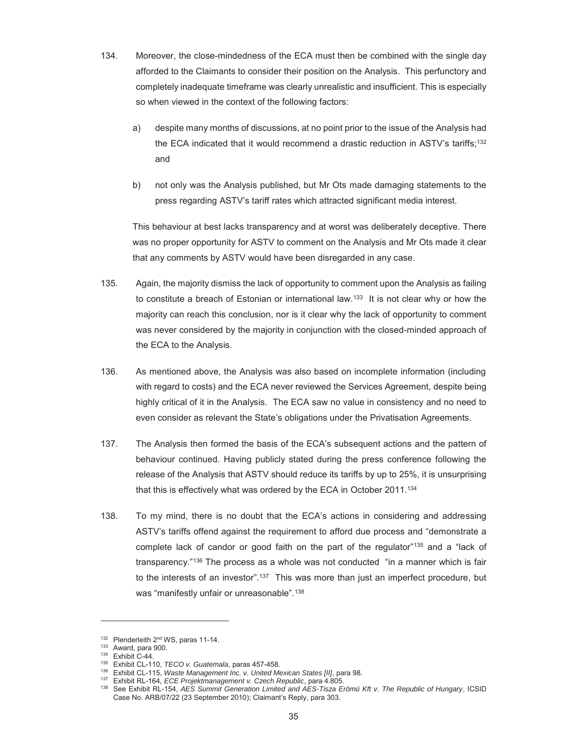134. Moreover, the close-mindedness of the ECA must then be combined with the single day afforded to the Claimants to consider their position on the Analysis. This perfunctory and completely inadequate timeframe was clearly unrealistic and insufficient. This is especially so when viewed in the context of the following factors:

   a) despite many months of discussions, at no point prior to the issue of the Analysis had the ECA indicated that it would recommend a drastic reduction in ASTV's tariffs;[132] and

   b) not only was the Analysis published, but Mr Ots made damaging statements to the press regarding ASTV's tariff rates which attracted significant media interest.

   This behaviour at best lacks transparency and at worst was deliberately deceptive. There was no proper opportunity for ASTV to comment on the Analysis and Mr Ots made it clear that any comments by ASTV would have been disregarded in any case.

135. Again, the majority dismiss the lack of opportunity to comment upon the Analysis as failing to constitute a breach of Estonian or international law.[133] It is not clear why or how the majority can reach this conclusion, nor is it clear why the lack of opportunity to comment was never considered by the majority in conjunction with the closed-minded approach of the ECA to the Analysis.

136. As mentioned above, the Analysis was also based on incomplete information (including with regard to costs) and the ECA never reviewed the Services Agreement, despite being highly critical of it in the Analysis. The ECA saw no value in consistency and no need to even consider as relevant the State's obligations under the Privatisation Agreements.

137. The Analysis then formed the basis of the ECA's subsequent actions and the pattern of behaviour continued. Having publicly stated during the press conference following the release of the Analysis that ASTV should reduce its tariffs by up to 25%, it is unsurprising that this is effectively what was ordered by the ECA in October 2011.[134]

138. To my mind, there is no doubt that the ECA's actions in considering and addressing ASTV's tariffs offend against the requirement to afford due process and "demonstrate a complete lack of candor or good faith on the part of the regulator"[135] and a "lack of transparency."[136] The process as a whole was not conducted "in a manner which is fair to the interests of an investor".[137] This was more than just an imperfect procedure, but was "manifestly unfair or unreasonable".[138]

---

[132] Plenderleith 2nd WS, paras 11-14.

[133] Award, para 900.

[134] Exhibit C-44.

[135] Exhibit CL-110, *TECO v. Guatemala*, paras 457-458.

[136] Exhibit CL-115, *Waste Management Inc. v. United Mexican States [II]*, para 98.

[137] Exhibit RL-164, *ECE Projektmanagement v. Czech Republic*, para 4.805.

[138] See Exhibit RL-154, *AES Summit Generation Limited and AES-Tisza Erömü Kft v. The Republic of Hungary*, ICSID Case No. ARB/07/22 (23 September 2010); Claimant's Reply, para 303.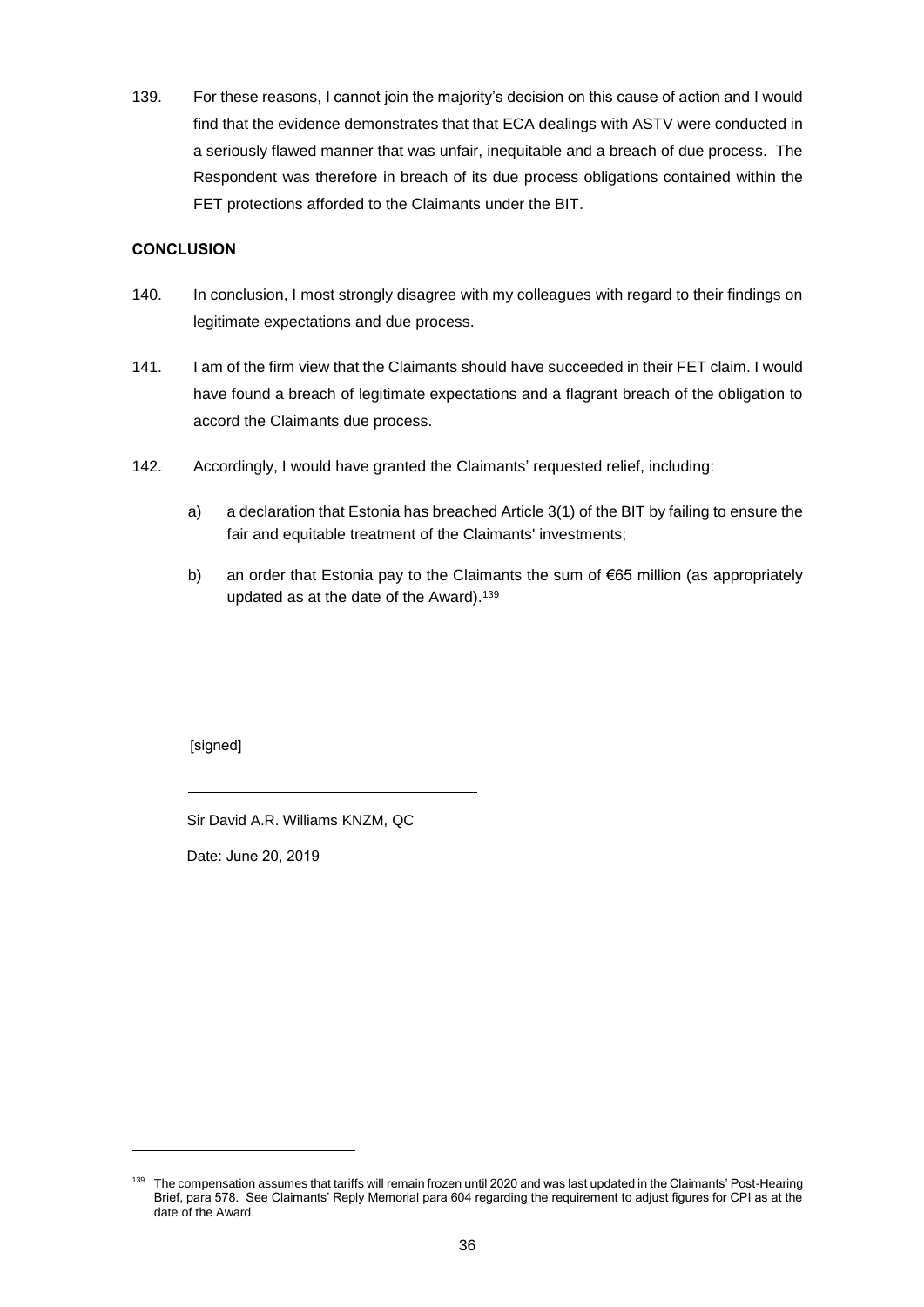139. For these reasons, I cannot join the majority's decision on this cause of action and I would find that the evidence demonstrates that that ECA dealings with ASTV were conducted in a seriously flawed manner that was unfair, inequitable and a breach of due process. The Respondent was therefore in breach of its due process obligations contained within the FET protections afforded to the Claimants under the BIT.

**CONCLUSION**

140. In conclusion, I most strongly disagree with my colleagues with regard to their findings on legitimate expectations and due process.

141. I am of the firm view that the Claimants should have succeeded in their FET claim. I would have found a breach of legitimate expectations and a flagrant breach of the obligation to accord the Claimants due process.

142. Accordingly, I would have granted the Claimants' requested relief, including:

a) a declaration that Estonia has breached Article 3(1) of the BIT by failing to ensure the fair and equitable treatment of the Claimants' investments;

b) an order that Estonia pay to the Claimants the sum of €65 million (as appropriately updated as at the date of the Award).[139]

[signed]

Sir David A.R. Williams KNZM, QC

Date: June 20, 2019

---

[139] The compensation assumes that tariffs will remain frozen until 2020 and was last updated in the Claimants' Post-Hearing Brief, para 578. See Claimants' Reply Memorial para 604 regarding the requirement to adjust figures for CPI as at the date of the Award.